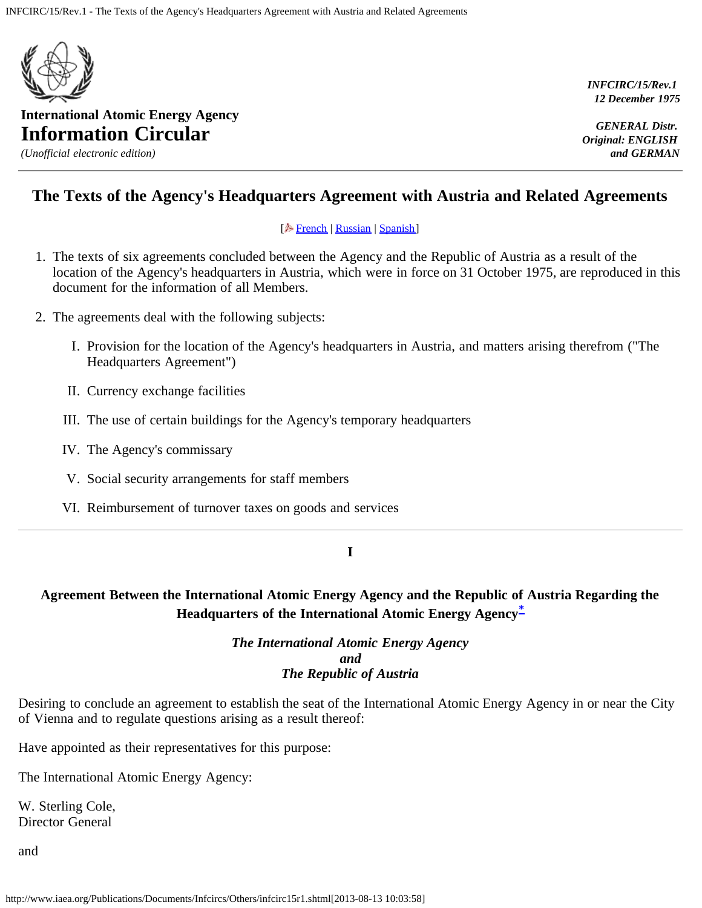International Atomic Energy Agency
# Information Circular
*(Unofficial electronic edition)*

*INFCIRC/15/Rev.1*
*12 December 1975*

*GENERAL Distr.*
*Original: ENGLISH and GERMAN*

## The Texts of the Agency's Headquarters Agreement with Austria and Related Agreements

[French | Russian | Spanish]

1. The texts of six agreements concluded between the Agency and the Republic of Austria as a result of the location of the Agency's headquarters in Austria, which were in force on 31 October 1975, are reproduced in this document for the information of all Members.

2. The agreements deal with the following subjects:

   I. Provision for the location of the Agency's headquarters in Austria, and matters arising therefrom ("The Headquarters Agreement")

   II. Currency exchange facilities

   III. The use of certain buildings for the Agency's temporary headquarters

   IV. The Agency's commissary

   V. Social security arrangements for staff members

   VI. Reimbursement of turnover taxes on goods and services

---

**I**

### Agreement Between the International Atomic Energy Agency and the Republic of Austria Regarding the Headquarters of the International Atomic Energy Agency[*]

***The International Atomic Energy Agency***
***and***
***The Republic of Austria***

Desiring to conclude an agreement to establish the seat of the International Atomic Energy Agency in or near the City of Vienna and to regulate questions arising as a result thereof:

Have appointed as their representatives for this purpose:

The International Atomic Energy Agency:

W. Sterling Cole,
Director General

and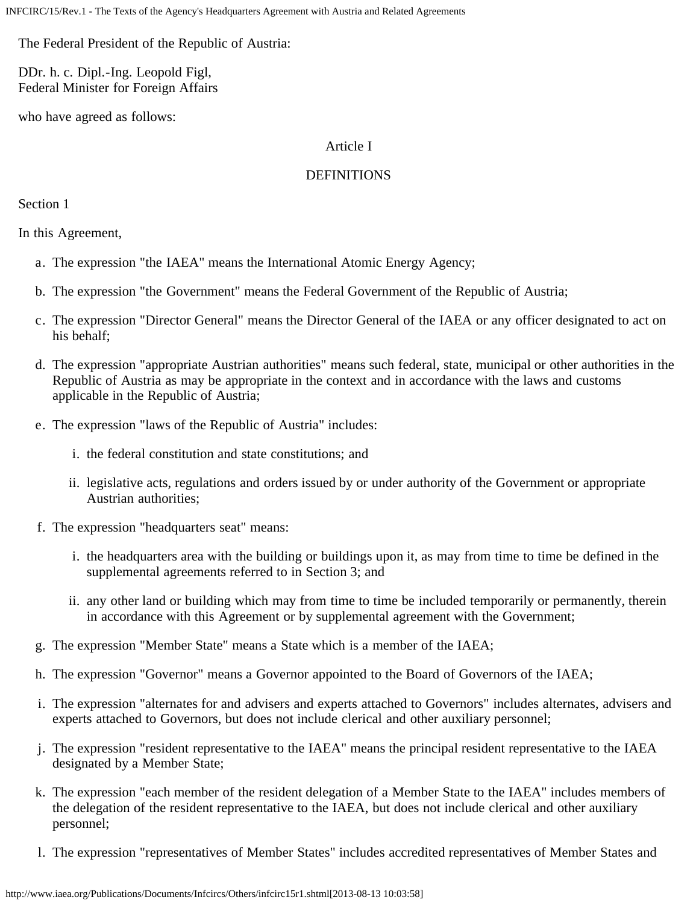The Federal President of the Republic of Austria:

DDr. h. c. Dipl.-Ing. Leopold Figl,
Federal Minister for Foreign Affairs

who have agreed as follows:

Article I

DEFINITIONS

Section 1

In this Agreement,

a. The expression "the IAEA" means the International Atomic Energy Agency;

b. The expression "the Government" means the Federal Government of the Republic of Austria;

c. The expression "Director General" means the Director General of the IAEA or any officer designated to act on his behalf;

d. The expression "appropriate Austrian authorities" means such federal, state, municipal or other authorities in the Republic of Austria as may be appropriate in the context and in accordance with the laws and customs applicable in the Republic of Austria;

e. The expression "laws of the Republic of Austria" includes:

   i. the federal constitution and state constitutions; and

   ii. legislative acts, regulations and orders issued by or under authority of the Government or appropriate Austrian authorities;

f. The expression "headquarters seat" means:

   i. the headquarters area with the building or buildings upon it, as may from time to time be defined in the supplemental agreements referred to in Section 3; and

   ii. any other land or building which may from time to time be included temporarily or permanently, therein in accordance with this Agreement or by supplemental agreement with the Government;

g. The expression "Member State" means a State which is a member of the IAEA;

h. The expression "Governor" means a Governor appointed to the Board of Governors of the IAEA;

i. The expression "alternates for and advisers and experts attached to Governors" includes alternates, advisers and experts attached to Governors, but does not include clerical and other auxiliary personnel;

j. The expression "resident representative to the IAEA" means the principal resident representative to the IAEA designated by a Member State;

k. The expression "each member of the resident delegation of a Member State to the IAEA" includes members of the delegation of the resident representative to the IAEA, but does not include clerical and other auxiliary personnel;

l. The expression "representatives of Member States" includes accredited representatives of Member States and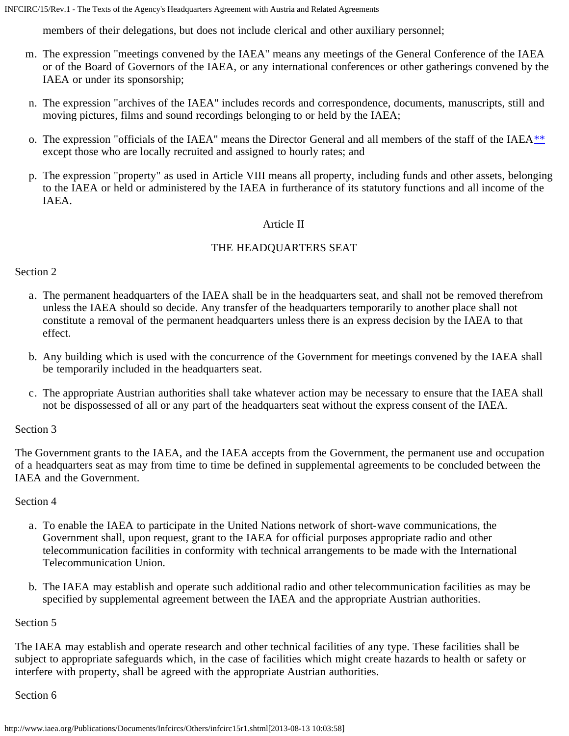members of their delegations, but does not include clerical and other auxiliary personnel;

m. The expression "meetings convened by the IAEA" means any meetings of the General Conference of the IAEA or of the Board of Governors of the IAEA, or any international conferences or other gatherings convened by the IAEA or under its sponsorship;

n. The expression "archives of the IAEA" includes records and correspondence, documents, manuscripts, still and moving pictures, films and sound recordings belonging to or held by the IAEA;

o. The expression "officials of the IAEA" means the Director General and all members of the staff of the IAEA** except those who are locally recruited and assigned to hourly rates; and

p. The expression "property" as used in Article VIII means all property, including funds and other assets, belonging to the IAEA or held or administered by the IAEA in furtherance of its statutory functions and all income of the IAEA.

## Article II

## THE HEADQUARTERS SEAT

Section 2

a. The permanent headquarters of the IAEA shall be in the headquarters seat, and shall not be removed therefrom unless the IAEA should so decide. Any transfer of the headquarters temporarily to another place shall not constitute a removal of the permanent headquarters unless there is an express decision by the IAEA to that effect.

b. Any building which is used with the concurrence of the Government for meetings convened by the IAEA shall be temporarily included in the headquarters seat.

c. The appropriate Austrian authorities shall take whatever action may be necessary to ensure that the IAEA shall not be dispossessed of all or any part of the headquarters seat without the express consent of the IAEA.

Section 3

The Government grants to the IAEA, and the IAEA accepts from the Government, the permanent use and occupation of a headquarters seat as may from time to time be defined in supplemental agreements to be concluded between the IAEA and the Government.

Section 4

a. To enable the IAEA to participate in the United Nations network of short-wave communications, the Government shall, upon request, grant to the IAEA for official purposes appropriate radio and other telecommunication facilities in conformity with technical arrangements to be made with the International Telecommunication Union.

b. The IAEA may establish and operate such additional radio and other telecommunication facilities as may be specified by supplemental agreement between the IAEA and the appropriate Austrian authorities.

Section 5

The IAEA may establish and operate research and other technical facilities of any type. These facilities shall be subject to appropriate safeguards which, in the case of facilities which might create hazards to health or safety or interfere with property, shall be agreed with the appropriate Austrian authorities.

Section 6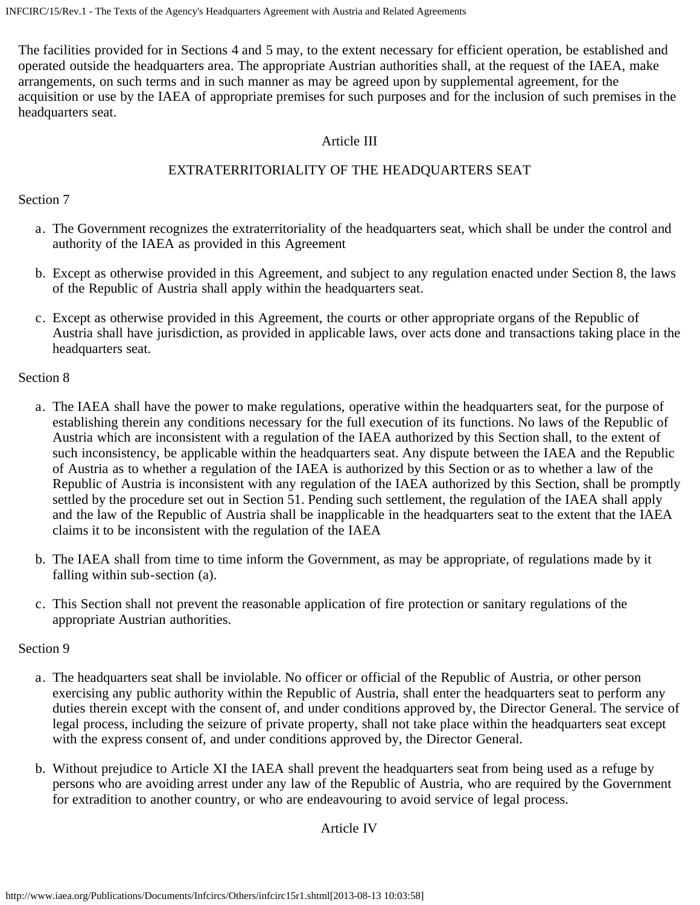The facilities provided for in Sections 4 and 5 may, to the extent necessary for efficient operation, be established and operated outside the headquarters area. The appropriate Austrian authorities shall, at the request of the IAEA, make arrangements, on such terms and in such manner as may be agreed upon by supplemental agreement, for the acquisition or use by the IAEA of appropriate premises for such purposes and for the inclusion of such premises in the headquarters seat.

## Article III

## EXTRATERRITORIALITY OF THE HEADQUARTERS SEAT

Section 7

a. The Government recognizes the extraterritoriality of the headquarters seat, which shall be under the control and authority of the IAEA as provided in this Agreement

b. Except as otherwise provided in this Agreement, and subject to any regulation enacted under Section 8, the laws of the Republic of Austria shall apply within the headquarters seat.

c. Except as otherwise provided in this Agreement, the courts or other appropriate organs of the Republic of Austria shall have jurisdiction, as provided in applicable laws, over acts done and transactions taking place in the headquarters seat.

Section 8

a. The IAEA shall have the power to make regulations, operative within the headquarters seat, for the purpose of establishing therein any conditions necessary for the full execution of its functions. No laws of the Republic of Austria which are inconsistent with a regulation of the IAEA authorized by this Section shall, to the extent of such inconsistency, be applicable within the headquarters seat. Any dispute between the IAEA and the Republic of Austria as to whether a regulation of the IAEA is authorized by this Section or as to whether a law of the Republic of Austria is inconsistent with any regulation of the IAEA authorized by this Section, shall be promptly settled by the procedure set out in Section 51. Pending such settlement, the regulation of the IAEA shall apply and the law of the Republic of Austria shall be inapplicable in the headquarters seat to the extent that the IAEA claims it to be inconsistent with the regulation of the IAEA

b. The IAEA shall from time to time inform the Government, as may be appropriate, of regulations made by it falling within sub-section (a).

c. This Section shall not prevent the reasonable application of fire protection or sanitary regulations of the appropriate Austrian authorities.

Section 9

a. The headquarters seat shall be inviolable. No officer or official of the Republic of Austria, or other person exercising any public authority within the Republic of Austria, shall enter the headquarters seat to perform any duties therein except with the consent of, and under conditions approved by, the Director General. The service of legal process, including the seizure of private property, shall not take place within the headquarters seat except with the express consent of, and under conditions approved by, the Director General.

b. Without prejudice to Article XI the IAEA shall prevent the headquarters seat from being used as a refuge by persons who are avoiding arrest under any law of the Republic of Austria, who are required by the Government for extradition to another country, or who are endeavouring to avoid service of legal process.

## Article IV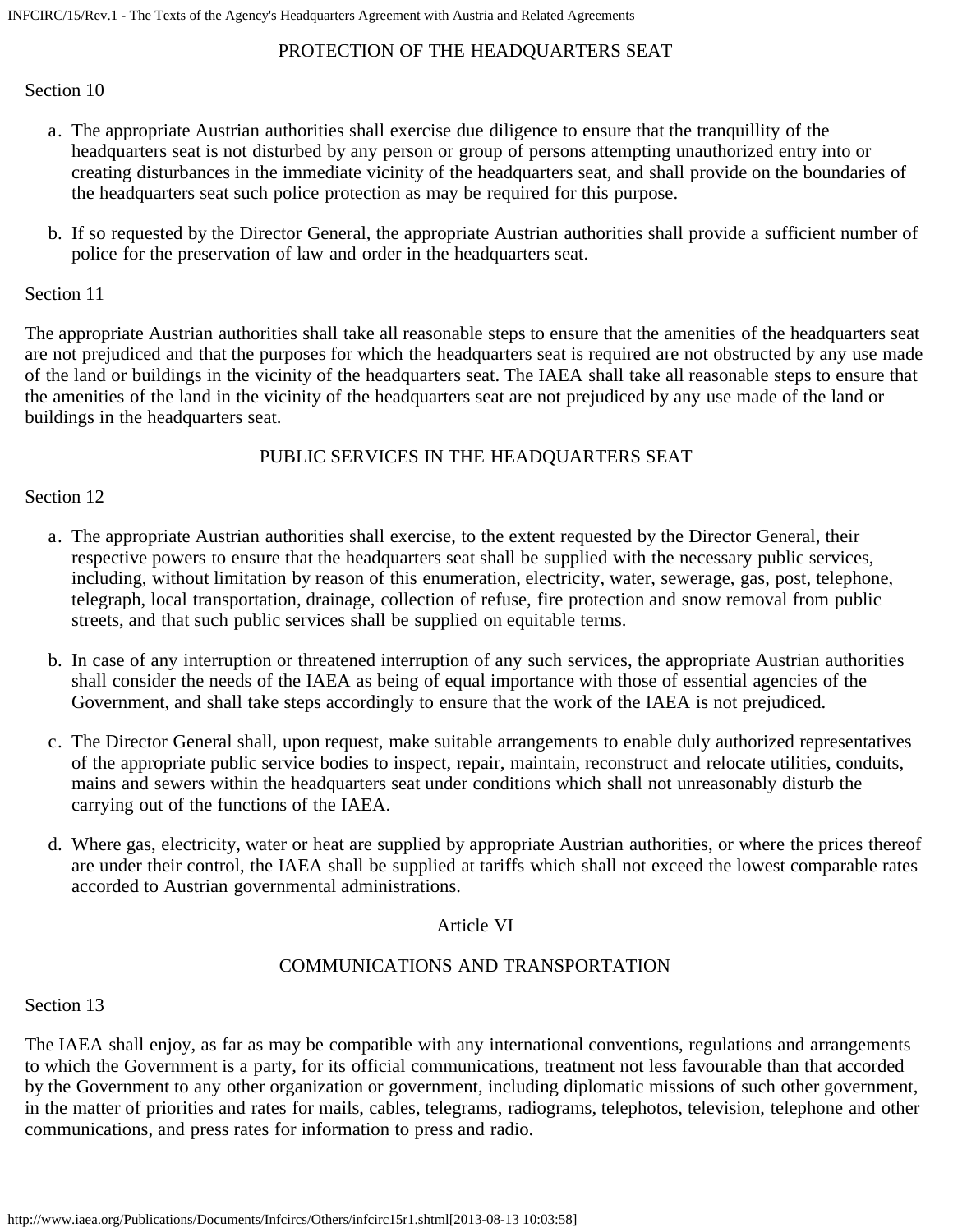## PROTECTION OF THE HEADQUARTERS SEAT

Section 10

a. The appropriate Austrian authorities shall exercise due diligence to ensure that the tranquillity of the headquarters seat is not disturbed by any person or group of persons attempting unauthorized entry into or creating disturbances in the immediate vicinity of the headquarters seat, and shall provide on the boundaries of the headquarters seat such police protection as may be required for this purpose.

b. If so requested by the Director General, the appropriate Austrian authorities shall provide a sufficient number of police for the preservation of law and order in the headquarters seat.

Section 11

The appropriate Austrian authorities shall take all reasonable steps to ensure that the amenities of the headquarters seat are not prejudiced and that the purposes for which the headquarters seat is required are not obstructed by any use made of the land or buildings in the vicinity of the headquarters seat. The IAEA shall take all reasonable steps to ensure that the amenities of the land in the vicinity of the headquarters seat are not prejudiced by any use made of the land or buildings in the headquarters seat.

## PUBLIC SERVICES IN THE HEADQUARTERS SEAT

Section 12

a. The appropriate Austrian authorities shall exercise, to the extent requested by the Director General, their respective powers to ensure that the headquarters seat shall be supplied with the necessary public services, including, without limitation by reason of this enumeration, electricity, water, sewerage, gas, post, telephone, telegraph, local transportation, drainage, collection of refuse, fire protection and snow removal from public streets, and that such public services shall be supplied on equitable terms.

b. In case of any interruption or threatened interruption of any such services, the appropriate Austrian authorities shall consider the needs of the IAEA as being of equal importance with those of essential agencies of the Government, and shall take steps accordingly to ensure that the work of the IAEA is not prejudiced.

c. The Director General shall, upon request, make suitable arrangements to enable duly authorized representatives of the appropriate public service bodies to inspect, repair, maintain, reconstruct and relocate utilities, conduits, mains and sewers within the headquarters seat under conditions which shall not unreasonably disturb the carrying out of the functions of the IAEA.

d. Where gas, electricity, water or heat are supplied by appropriate Austrian authorities, or where the prices thereof are under their control, the IAEA shall be supplied at tariffs which shall not exceed the lowest comparable rates accorded to Austrian governmental administrations.

## Article VI

## COMMUNICATIONS AND TRANSPORTATION

Section 13

The IAEA shall enjoy, as far as may be compatible with any international conventions, regulations and arrangements to which the Government is a party, for its official communications, treatment not less favourable than that accorded by the Government to any other organization or government, including diplomatic missions of such other government, in the matter of priorities and rates for mails, cables, telegrams, radiograms, telephotos, television, telephone and other communications, and press rates for information to press and radio.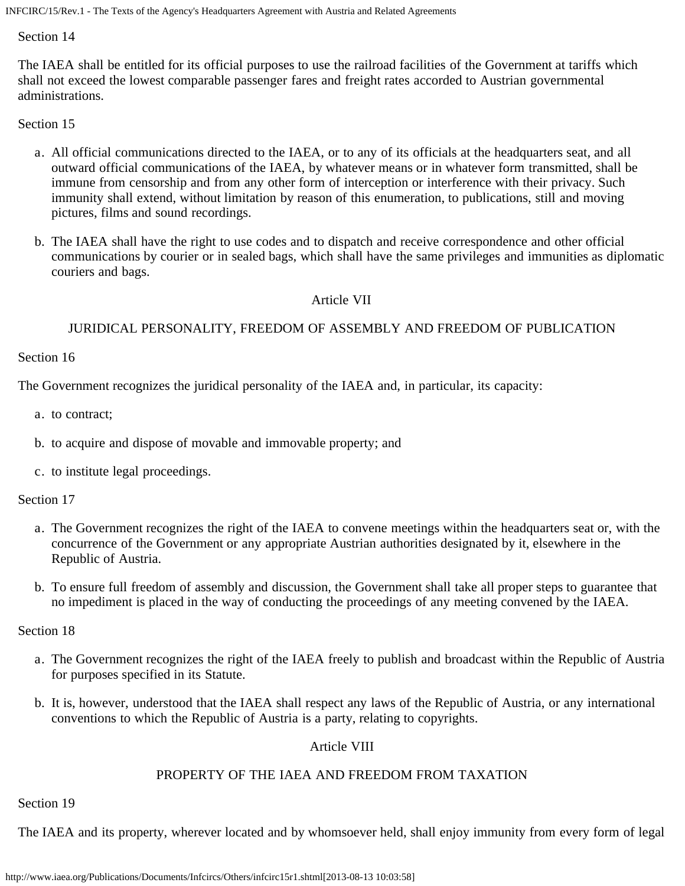Section 14

The IAEA shall be entitled for its official purposes to use the railroad facilities of the Government at tariffs which shall not exceed the lowest comparable passenger fares and freight rates accorded to Austrian governmental administrations.

Section 15

a. All official communications directed to the IAEA, or to any of its officials at the headquarters seat, and all outward official communications of the IAEA, by whatever means or in whatever form transmitted, shall be immune from censorship and from any other form of interception or interference with their privacy. Such immunity shall extend, without limitation by reason of this enumeration, to publications, still and moving pictures, films and sound recordings.

b. The IAEA shall have the right to use codes and to dispatch and receive correspondence and other official communications by courier or in sealed bags, which shall have the same privileges and immunities as diplomatic couriers and bags.

## Article VII

## JURIDICAL PERSONALITY, FREEDOM OF ASSEMBLY AND FREEDOM OF PUBLICATION

Section 16

The Government recognizes the juridical personality of the IAEA and, in particular, its capacity:

a. to contract;

b. to acquire and dispose of movable and immovable property; and

c. to institute legal proceedings.

Section 17

a. The Government recognizes the right of the IAEA to convene meetings within the headquarters seat or, with the concurrence of the Government or any appropriate Austrian authorities designated by it, elsewhere in the Republic of Austria.

b. To ensure full freedom of assembly and discussion, the Government shall take all proper steps to guarantee that no impediment is placed in the way of conducting the proceedings of any meeting convened by the IAEA.

Section 18

a. The Government recognizes the right of the IAEA freely to publish and broadcast within the Republic of Austria for purposes specified in its Statute.

b. It is, however, understood that the IAEA shall respect any laws of the Republic of Austria, or any international conventions to which the Republic of Austria is a party, relating to copyrights.

## Article VIII

## PROPERTY OF THE IAEA AND FREEDOM FROM TAXATION

Section 19

The IAEA and its property, wherever located and by whomsoever held, shall enjoy immunity from every form of legal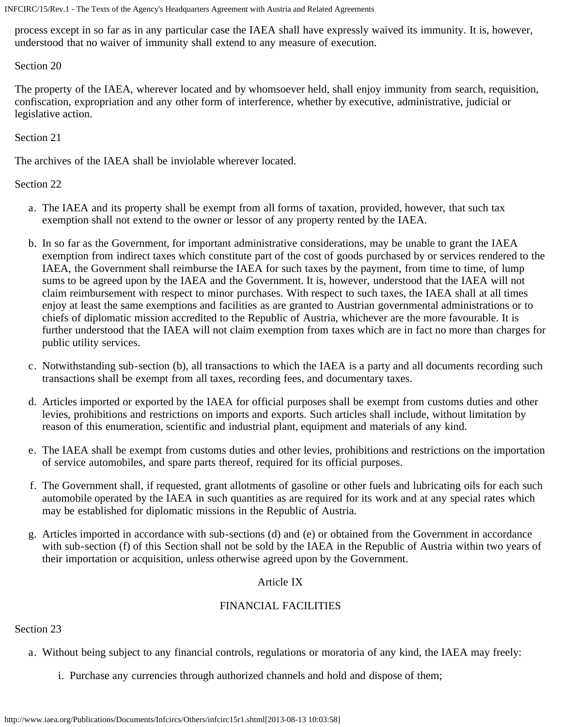process except in so far as in any particular case the IAEA shall have expressly waived its immunity. It is, however, understood that no waiver of immunity shall extend to any measure of execution.

Section 20

The property of the IAEA, wherever located and by whomsoever held, shall enjoy immunity from search, requisition, confiscation, expropriation and any other form of interference, whether by executive, administrative, judicial or legislative action.

Section 21

The archives of the IAEA shall be inviolable wherever located.

Section 22

a. The IAEA and its property shall be exempt from all forms of taxation, provided, however, that such tax exemption shall not extend to the owner or lessor of any property rented by the IAEA.

b. In so far as the Government, for important administrative considerations, may be unable to grant the IAEA exemption from indirect taxes which constitute part of the cost of goods purchased by or services rendered to the IAEA, the Government shall reimburse the IAEA for such taxes by the payment, from time to time, of lump sums to be agreed upon by the IAEA and the Government. It is, however, understood that the IAEA will not claim reimbursement with respect to minor purchases. With respect to such taxes, the IAEA shall at all times enjoy at least the same exemptions and facilities as are granted to Austrian governmental administrations or to chiefs of diplomatic mission accredited to the Republic of Austria, whichever are the more favourable. It is further understood that the IAEA will not claim exemption from taxes which are in fact no more than charges for public utility services.

c. Notwithstanding sub-section (b), all transactions to which the IAEA is a party and all documents recording such transactions shall be exempt from all taxes, recording fees, and documentary taxes.

d. Articles imported or exported by the IAEA for official purposes shall be exempt from customs duties and other levies, prohibitions and restrictions on imports and exports. Such articles shall include, without limitation by reason of this enumeration, scientific and industrial plant, equipment and materials of any kind.

e. The IAEA shall be exempt from customs duties and other levies, prohibitions and restrictions on the importation of service automobiles, and spare parts thereof, required for its official purposes.

f. The Government shall, if requested, grant allotments of gasoline or other fuels and lubricating oils for each such automobile operated by the IAEA in such quantities as are required for its work and at any special rates which may be established for diplomatic missions in the Republic of Austria.

g. Articles imported in accordance with sub-sections (d) and (e) or obtained from the Government in accordance with sub-section (f) of this Section shall not be sold by the IAEA in the Republic of Austria within two years of their importation or acquisition, unless otherwise agreed upon by the Government.

## Article IX

## FINANCIAL FACILITIES

Section 23

a. Without being subject to any financial controls, regulations or moratoria of any kind, the IAEA may freely:

    i. Purchase any currencies through authorized channels and hold and dispose of them;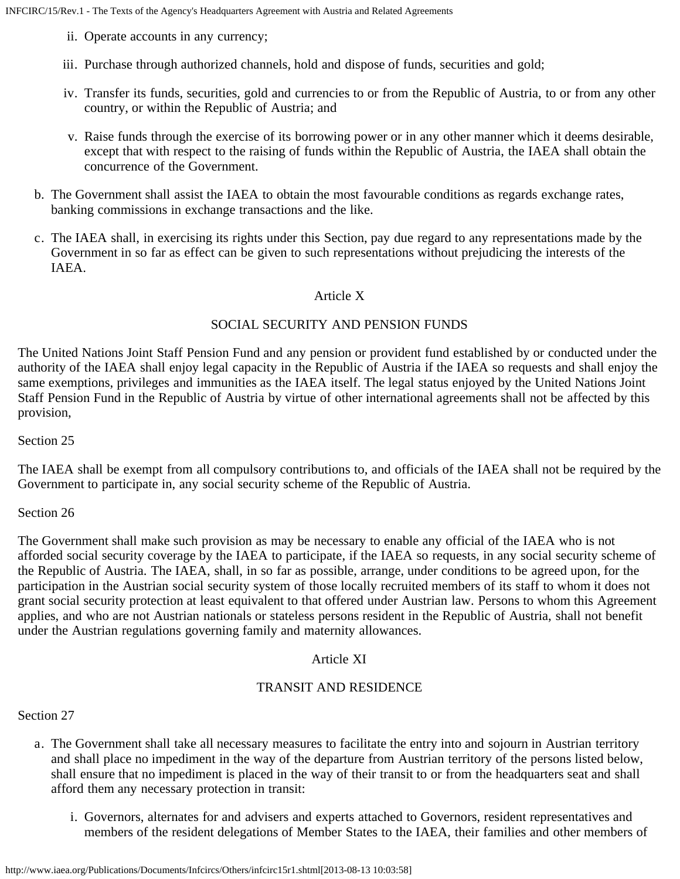ii. Operate accounts in any currency;

iii. Purchase through authorized channels, hold and dispose of funds, securities and gold;

iv. Transfer its funds, securities, gold and currencies to or from the Republic of Austria, to or from any other country, or within the Republic of Austria; and

v. Raise funds through the exercise of its borrowing power or in any other manner which it deems desirable, except that with respect to the raising of funds within the Republic of Austria, the IAEA shall obtain the concurrence of the Government.

b. The Government shall assist the IAEA to obtain the most favourable conditions as regards exchange rates, banking commissions in exchange transactions and the like.

c. The IAEA shall, in exercising its rights under this Section, pay due regard to any representations made by the Government in so far as effect can be given to such representations without prejudicing the interests of the IAEA.

## Article X

## SOCIAL SECURITY AND PENSION FUNDS

The United Nations Joint Staff Pension Fund and any pension or provident fund established by or conducted under the authority of the IAEA shall enjoy legal capacity in the Republic of Austria if the IAEA so requests and shall enjoy the same exemptions, privileges and immunities as the IAEA itself. The legal status enjoyed by the United Nations Joint Staff Pension Fund in the Republic of Austria by virtue of other international agreements shall not be affected by this provision,

Section 25

The IAEA shall be exempt from all compulsory contributions to, and officials of the IAEA shall not be required by the Government to participate in, any social security scheme of the Republic of Austria.

Section 26

The Government shall make such provision as may be necessary to enable any official of the IAEA who is not afforded social security coverage by the IAEA to participate, if the IAEA so requests, in any social security scheme of the Republic of Austria. The IAEA, shall, in so far as possible, arrange, under conditions to be agreed upon, for the participation in the Austrian social security system of those locally recruited members of its staff to whom it does not grant social security protection at least equivalent to that offered under Austrian law. Persons to whom this Agreement applies, and who are not Austrian nationals or stateless persons resident in the Republic of Austria, shall not benefit under the Austrian regulations governing family and maternity allowances.

## Article XI

## TRANSIT AND RESIDENCE

Section 27

a. The Government shall take all necessary measures to facilitate the entry into and sojourn in Austrian territory and shall place no impediment in the way of the departure from Austrian territory of the persons listed below, shall ensure that no impediment is placed in the way of their transit to or from the headquarters seat and shall afford them any necessary protection in transit:

i. Governors, alternates for and advisers and experts attached to Governors, resident representatives and members of the resident delegations of Member States to the IAEA, their families and other members of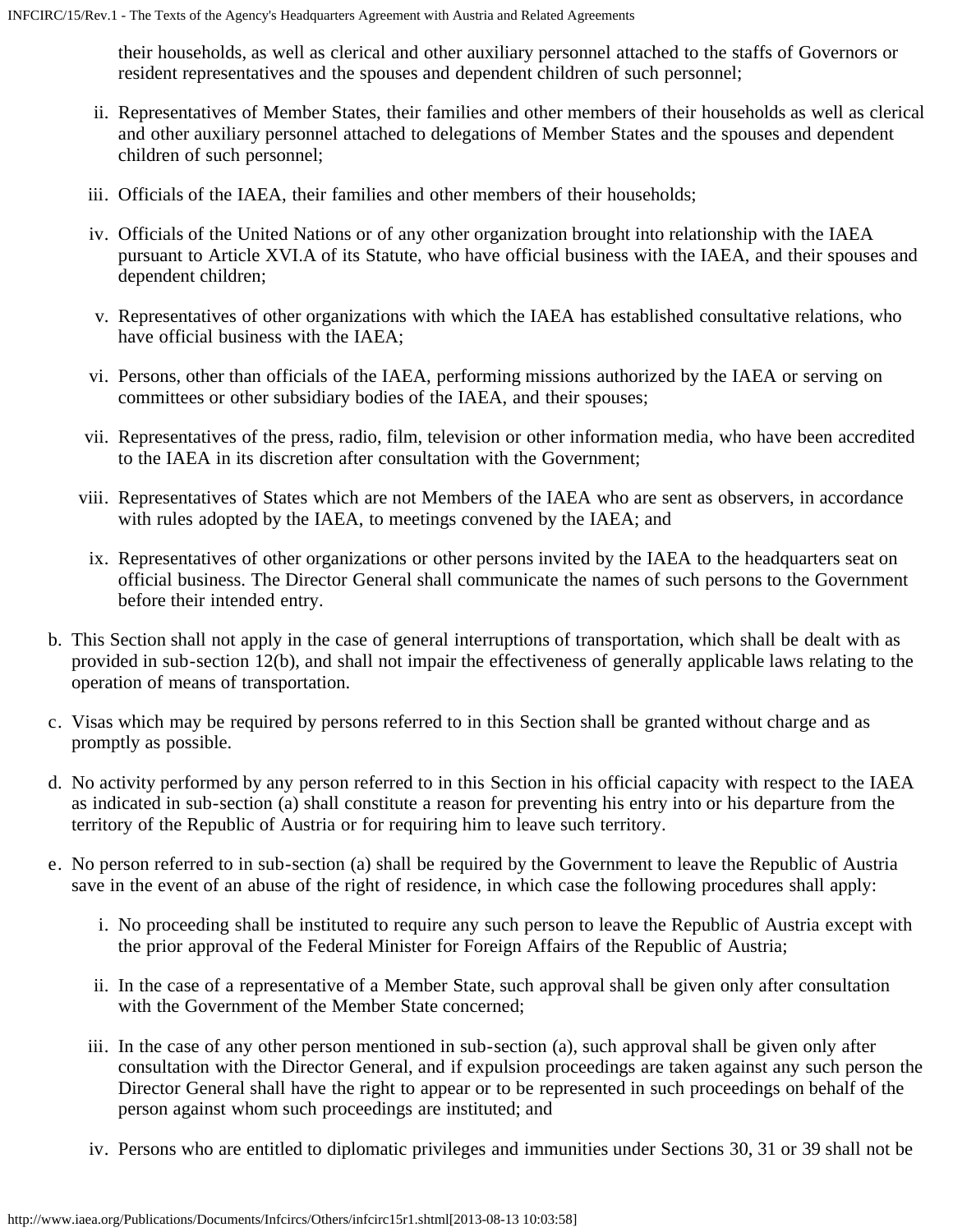their households, as well as clerical and other auxiliary personnel attached to the staffs of Governors or resident representatives and the spouses and dependent children of such personnel;

ii. Representatives of Member States, their families and other members of their households as well as clerical and other auxiliary personnel attached to delegations of Member States and the spouses and dependent children of such personnel;

iii. Officials of the IAEA, their families and other members of their households;

iv. Officials of the United Nations or of any other organization brought into relationship with the IAEA pursuant to Article XVI.A of its Statute, who have official business with the IAEA, and their spouses and dependent children;

v. Representatives of other organizations with which the IAEA has established consultative relations, who have official business with the IAEA;

vi. Persons, other than officials of the IAEA, performing missions authorized by the IAEA or serving on committees or other subsidiary bodies of the IAEA, and their spouses;

vii. Representatives of the press, radio, film, television or other information media, who have been accredited to the IAEA in its discretion after consultation with the Government;

viii. Representatives of States which are not Members of the IAEA who are sent as observers, in accordance with rules adopted by the IAEA, to meetings convened by the IAEA; and

ix. Representatives of other organizations or other persons invited by the IAEA to the headquarters seat on official business. The Director General shall communicate the names of such persons to the Government before their intended entry.

b. This Section shall not apply in the case of general interruptions of transportation, which shall be dealt with as provided in sub-section 12(b), and shall not impair the effectiveness of generally applicable laws relating to the operation of means of transportation.

c. Visas which may be required by persons referred to in this Section shall be granted without charge and as promptly as possible.

d. No activity performed by any person referred to in this Section in his official capacity with respect to the IAEA as indicated in sub-section (a) shall constitute a reason for preventing his entry into or his departure from the territory of the Republic of Austria or for requiring him to leave such territory.

e. No person referred to in sub-section (a) shall be required by the Government to leave the Republic of Austria save in the event of an abuse of the right of residence, in which case the following procedures shall apply:

i. No proceeding shall be instituted to require any such person to leave the Republic of Austria except with the prior approval of the Federal Minister for Foreign Affairs of the Republic of Austria;

ii. In the case of a representative of a Member State, such approval shall be given only after consultation with the Government of the Member State concerned;

iii. In the case of any other person mentioned in sub-section (a), such approval shall be given only after consultation with the Director General, and if expulsion proceedings are taken against any such person the Director General shall have the right to appear or to be represented in such proceedings on behalf of the person against whom such proceedings are instituted; and

iv. Persons who are entitled to diplomatic privileges and immunities under Sections 30, 31 or 39 shall not be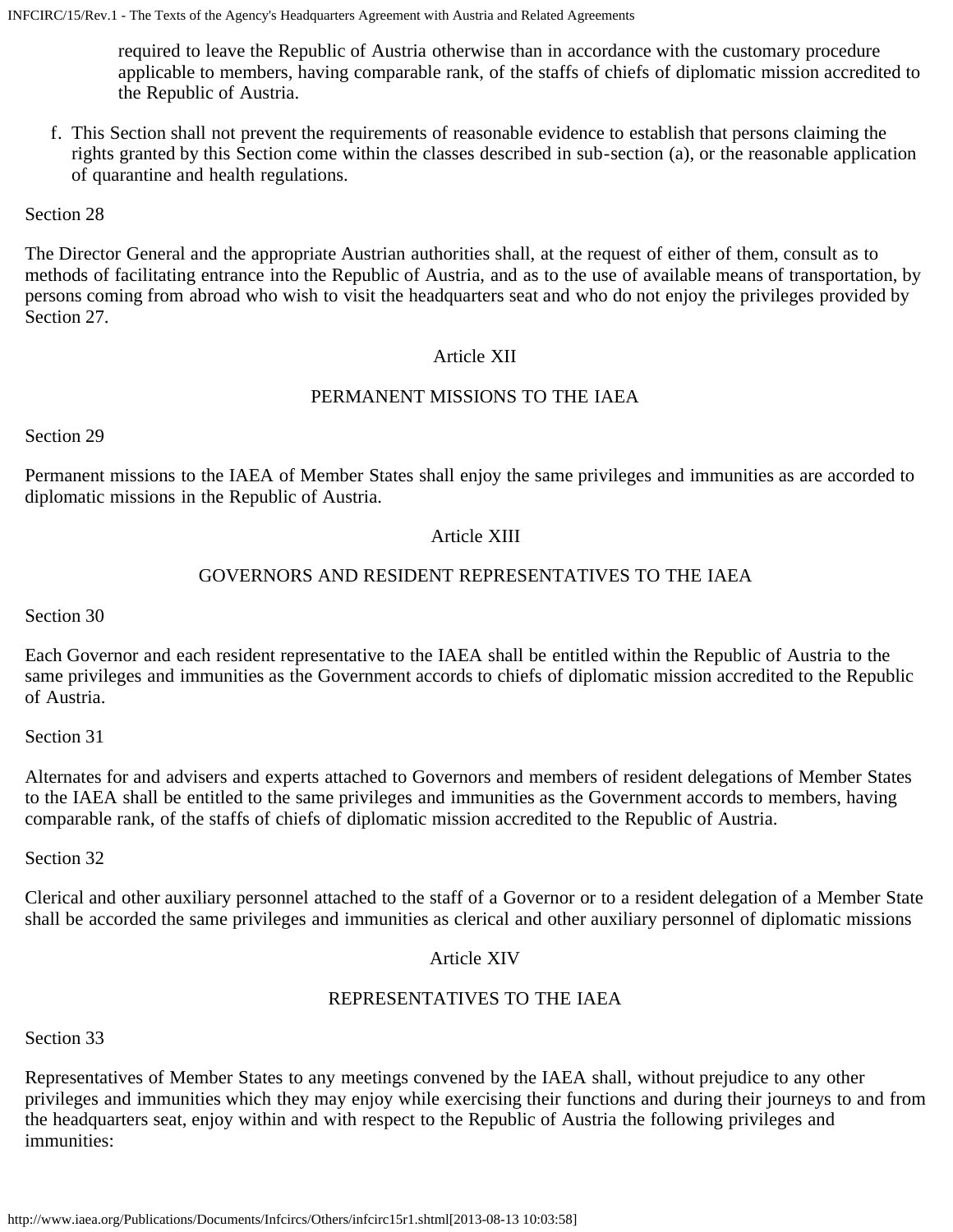required to leave the Republic of Austria otherwise than in accordance with the customary procedure applicable to members, having comparable rank, of the staffs of chiefs of diplomatic mission accredited to the Republic of Austria.

f. This Section shall not prevent the requirements of reasonable evidence to establish that persons claiming the rights granted by this Section come within the classes described in sub-section (a), or the reasonable application of quarantine and health regulations.

Section 28

The Director General and the appropriate Austrian authorities shall, at the request of either of them, consult as to methods of facilitating entrance into the Republic of Austria, and as to the use of available means of transportation, by persons coming from abroad who wish to visit the headquarters seat and who do not enjoy the privileges provided by Section 27.

## Article XII

## PERMANENT MISSIONS TO THE IAEA

Section 29

Permanent missions to the IAEA of Member States shall enjoy the same privileges and immunities as are accorded to diplomatic missions in the Republic of Austria.

## Article XIII

## GOVERNORS AND RESIDENT REPRESENTATIVES TO THE IAEA

Section 30

Each Governor and each resident representative to the IAEA shall be entitled within the Republic of Austria to the same privileges and immunities as the Government accords to chiefs of diplomatic mission accredited to the Republic of Austria.

Section 31

Alternates for and advisers and experts attached to Governors and members of resident delegations of Member States to the IAEA shall be entitled to the same privileges and immunities as the Government accords to members, having comparable rank, of the staffs of chiefs of diplomatic mission accredited to the Republic of Austria.

Section 32

Clerical and other auxiliary personnel attached to the staff of a Governor or to a resident delegation of a Member State shall be accorded the same privileges and immunities as clerical and other auxiliary personnel of diplomatic missions

## Article XIV

## REPRESENTATIVES TO THE IAEA

Section 33

Representatives of Member States to any meetings convened by the IAEA shall, without prejudice to any other privileges and immunities which they may enjoy while exercising their functions and during their journeys to and from the headquarters seat, enjoy within and with respect to the Republic of Austria the following privileges and immunities: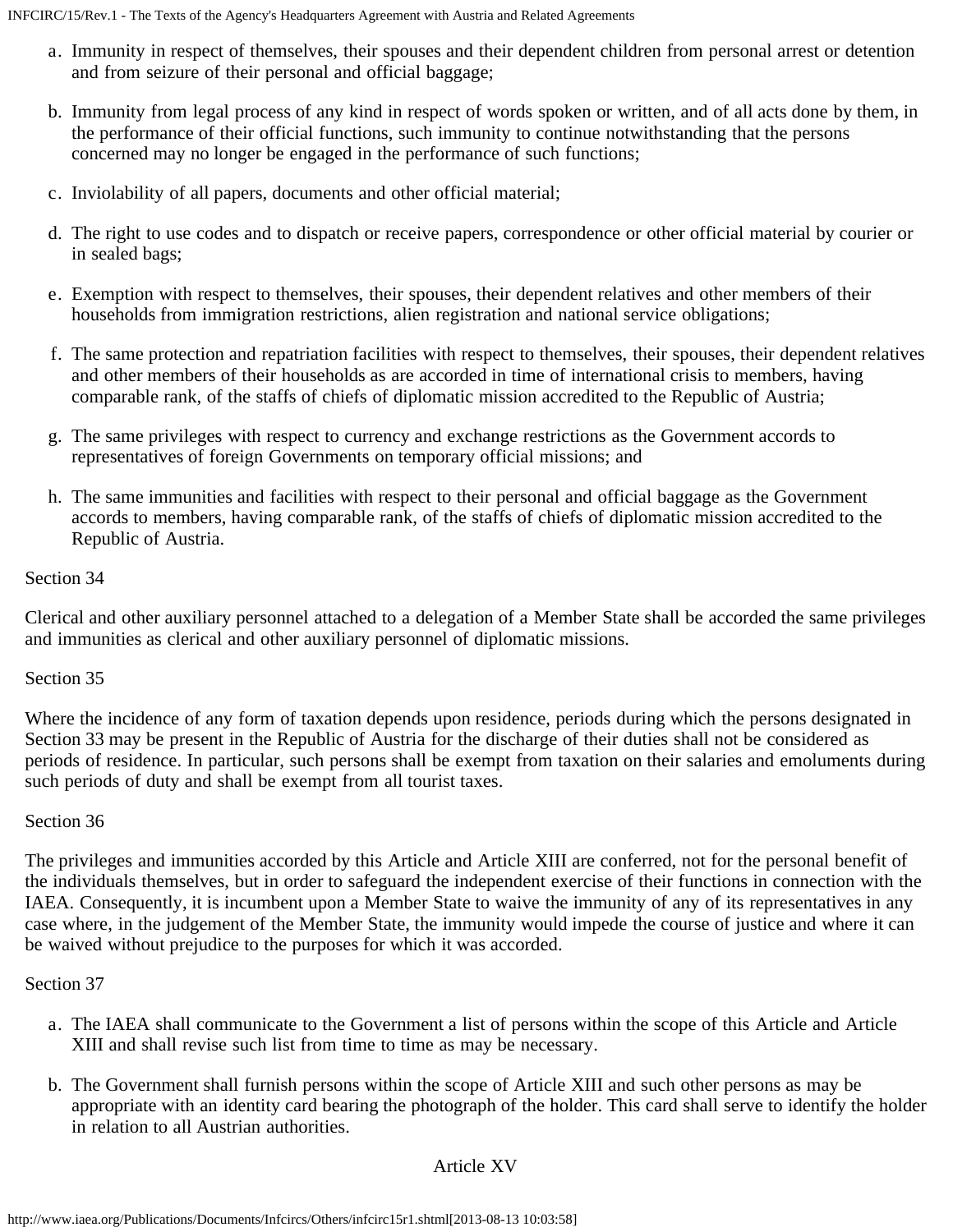a. Immunity in respect of themselves, their spouses and their dependent children from personal arrest or detention and from seizure of their personal and official baggage;

b. Immunity from legal process of any kind in respect of words spoken or written, and of all acts done by them, in the performance of their official functions, such immunity to continue notwithstanding that the persons concerned may no longer be engaged in the performance of such functions;

c. Inviolability of all papers, documents and other official material;

d. The right to use codes and to dispatch or receive papers, correspondence or other official material by courier or in sealed bags;

e. Exemption with respect to themselves, their spouses, their dependent relatives and other members of their households from immigration restrictions, alien registration and national service obligations;

f. The same protection and repatriation facilities with respect to themselves, their spouses, their dependent relatives and other members of their households as are accorded in time of international crisis to members, having comparable rank, of the staffs of chiefs of diplomatic mission accredited to the Republic of Austria;

g. The same privileges with respect to currency and exchange restrictions as the Government accords to representatives of foreign Governments on temporary official missions; and

h. The same immunities and facilities with respect to their personal and official baggage as the Government accords to members, having comparable rank, of the staffs of chiefs of diplomatic mission accredited to the Republic of Austria.

Section 34

Clerical and other auxiliary personnel attached to a delegation of a Member State shall be accorded the same privileges and immunities as clerical and other auxiliary personnel of diplomatic missions.

Section 35

Where the incidence of any form of taxation depends upon residence, periods during which the persons designated in Section 33 may be present in the Republic of Austria for the discharge of their duties shall not be considered as periods of residence. In particular, such persons shall be exempt from taxation on their salaries and emoluments during such periods of duty and shall be exempt from all tourist taxes.

Section 36

The privileges and immunities accorded by this Article and Article XIII are conferred, not for the personal benefit of the individuals themselves, but in order to safeguard the independent exercise of their functions in connection with the IAEA. Consequently, it is incumbent upon a Member State to waive the immunity of any of its representatives in any case where, in the judgement of the Member State, the immunity would impede the course of justice and where it can be waived without prejudice to the purposes for which it was accorded.

Section 37

a. The IAEA shall communicate to the Government a list of persons within the scope of this Article and Article XIII and shall revise such list from time to time as may be necessary.

b. The Government shall furnish persons within the scope of Article XIII and such other persons as may be appropriate with an identity card bearing the photograph of the holder. This card shall serve to identify the holder in relation to all Austrian authorities.

Article XV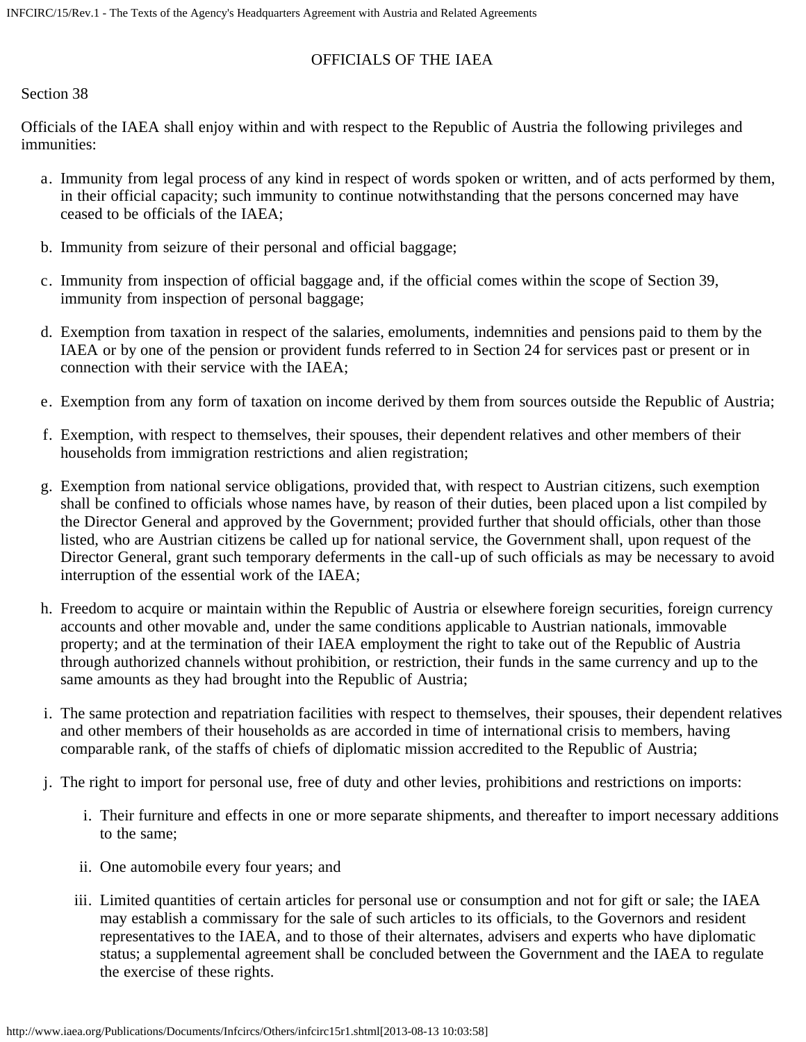## OFFICIALS OF THE IAEA

Section 38

Officials of the IAEA shall enjoy within and with respect to the Republic of Austria the following privileges and immunities:

a. Immunity from legal process of any kind in respect of words spoken or written, and of acts performed by them, in their official capacity; such immunity to continue notwithstanding that the persons concerned may have ceased to be officials of the IAEA;

b. Immunity from seizure of their personal and official baggage;

c. Immunity from inspection of official baggage and, if the official comes within the scope of Section 39, immunity from inspection of personal baggage;

d. Exemption from taxation in respect of the salaries, emoluments, indemnities and pensions paid to them by the IAEA or by one of the pension or provident funds referred to in Section 24 for services past or present or in connection with their service with the IAEA;

e. Exemption from any form of taxation on income derived by them from sources outside the Republic of Austria;

f. Exemption, with respect to themselves, their spouses, their dependent relatives and other members of their households from immigration restrictions and alien registration;

g. Exemption from national service obligations, provided that, with respect to Austrian citizens, such exemption shall be confined to officials whose names have, by reason of their duties, been placed upon a list compiled by the Director General and approved by the Government; provided further that should officials, other than those listed, who are Austrian citizens be called up for national service, the Government shall, upon request of the Director General, grant such temporary deferments in the call-up of such officials as may be necessary to avoid interruption of the essential work of the IAEA;

h. Freedom to acquire or maintain within the Republic of Austria or elsewhere foreign securities, foreign currency accounts and other movable and, under the same conditions applicable to Austrian nationals, immovable property; and at the termination of their IAEA employment the right to take out of the Republic of Austria through authorized channels without prohibition, or restriction, their funds in the same currency and up to the same amounts as they had brought into the Republic of Austria;

i. The same protection and repatriation facilities with respect to themselves, their spouses, their dependent relatives and other members of their households as are accorded in time of international crisis to members, having comparable rank, of the staffs of chiefs of diplomatic mission accredited to the Republic of Austria;

j. The right to import for personal use, free of duty and other levies, prohibitions and restrictions on imports:

   i. Their furniture and effects in one or more separate shipments, and thereafter to import necessary additions to the same;

   ii. One automobile every four years; and

   iii. Limited quantities of certain articles for personal use or consumption and not for gift or sale; the IAEA may establish a commissary for the sale of such articles to its officials, to the Governors and resident representatives to the IAEA, and to those of their alternates, advisers and experts who have diplomatic status; a supplemental agreement shall be concluded between the Government and the IAEA to regulate the exercise of these rights.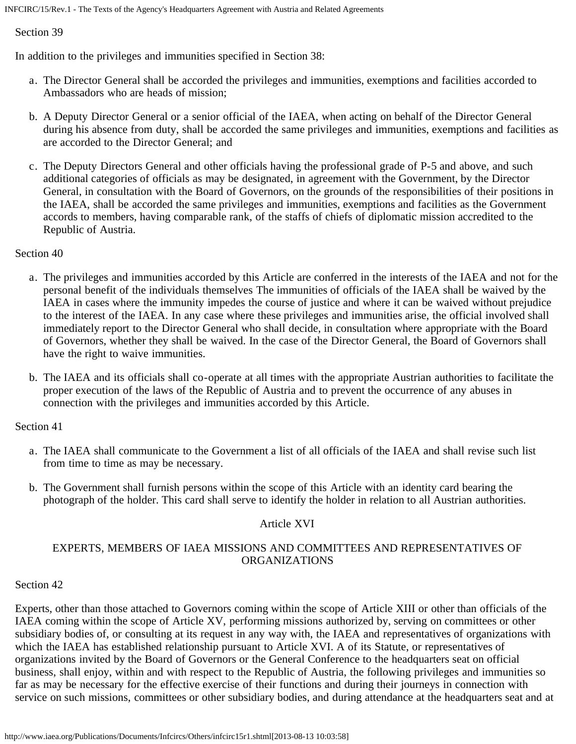Section 39

In addition to the privileges and immunities specified in Section 38:

a. The Director General shall be accorded the privileges and immunities, exemptions and facilities accorded to Ambassadors who are heads of mission;

b. A Deputy Director General or a senior official of the IAEA, when acting on behalf of the Director General during his absence from duty, shall be accorded the same privileges and immunities, exemptions and facilities as are accorded to the Director General; and

c. The Deputy Directors General and other officials having the professional grade of P-5 and above, and such additional categories of officials as may be designated, in agreement with the Government, by the Director General, in consultation with the Board of Governors, on the grounds of the responsibilities of their positions in the IAEA, shall be accorded the same privileges and immunities, exemptions and facilities as the Government accords to members, having comparable rank, of the staffs of chiefs of diplomatic mission accredited to the Republic of Austria.

Section 40

a. The privileges and immunities accorded by this Article are conferred in the interests of the IAEA and not for the personal benefit of the individuals themselves The immunities of officials of the IAEA shall be waived by the IAEA in cases where the immunity impedes the course of justice and where it can be waived without prejudice to the interest of the IAEA. In any case where these privileges and immunities arise, the official involved shall immediately report to the Director General who shall decide, in consultation where appropriate with the Board of Governors, whether they shall be waived. In the case of the Director General, the Board of Governors shall have the right to waive immunities.

b. The IAEA and its officials shall co-operate at all times with the appropriate Austrian authorities to facilitate the proper execution of the laws of the Republic of Austria and to prevent the occurrence of any abuses in connection with the privileges and immunities accorded by this Article.

Section 41

a. The IAEA shall communicate to the Government a list of all officials of the IAEA and shall revise such list from time to time as may be necessary.

b. The Government shall furnish persons within the scope of this Article with an identity card bearing the photograph of the holder. This card shall serve to identify the holder in relation to all Austrian authorities.

## Article XVI

## EXPERTS, MEMBERS OF IAEA MISSIONS AND COMMITTEES AND REPRESENTATIVES OF ORGANIZATIONS

Section 42

Experts, other than those attached to Governors coming within the scope of Article XIII or other than officials of the IAEA coming within the scope of Article XV, performing missions authorized by, serving on committees or other subsidiary bodies of, or consulting at its request in any way with, the IAEA and representatives of organizations with which the IAEA has established relationship pursuant to Article XVI. A of its Statute, or representatives of organizations invited by the Board of Governors or the General Conference to the headquarters seat on official business, shall enjoy, within and with respect to the Republic of Austria, the following privileges and immunities so far as may be necessary for the effective exercise of their functions and during their journeys in connection with service on such missions, committees or other subsidiary bodies, and during attendance at the headquarters seat and at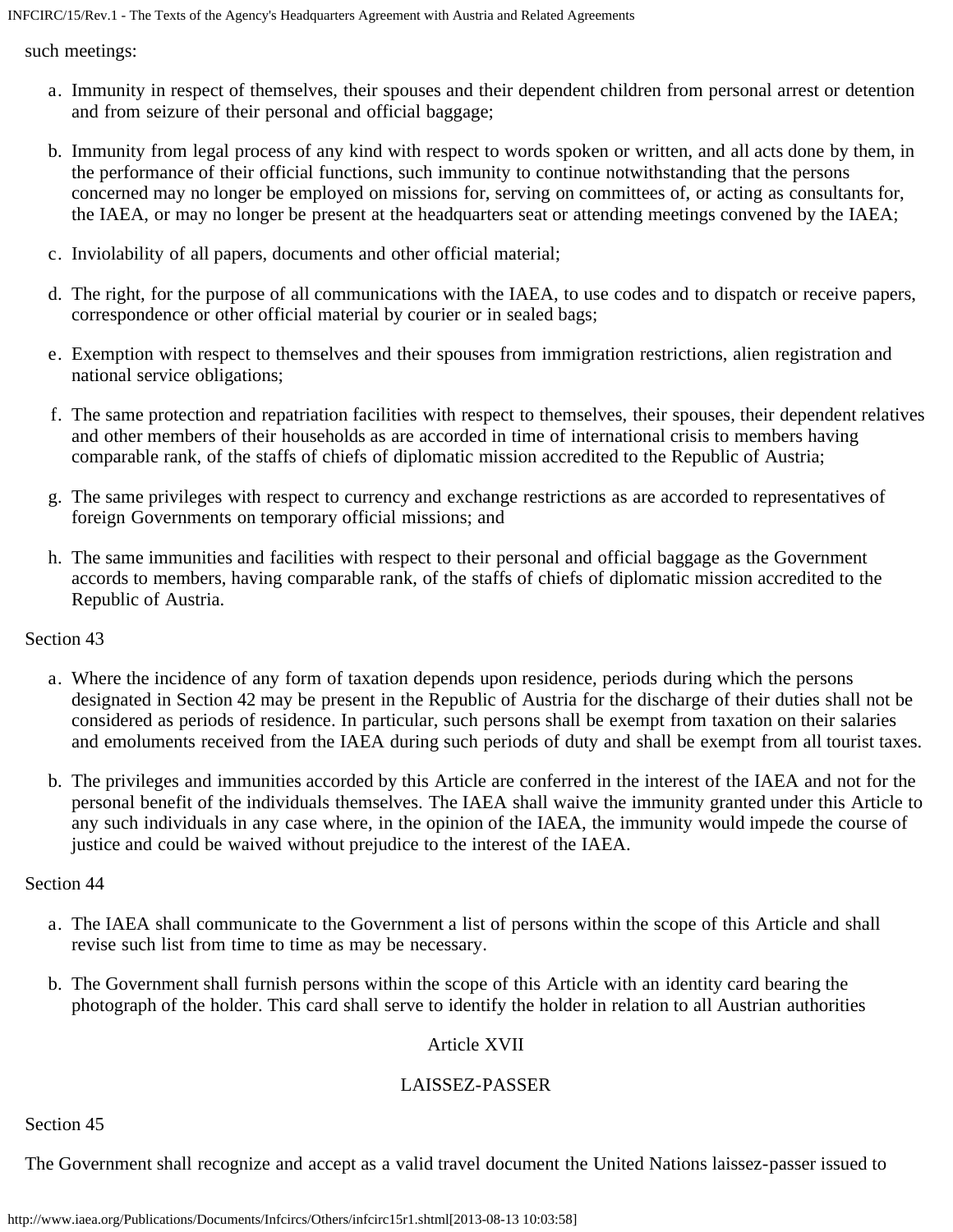such meetings:

a. Immunity in respect of themselves, their spouses and their dependent children from personal arrest or detention and from seizure of their personal and official baggage;

b. Immunity from legal process of any kind with respect to words spoken or written, and all acts done by them, in the performance of their official functions, such immunity to continue notwithstanding that the persons concerned may no longer be employed on missions for, serving on committees of, or acting as consultants for, the IAEA, or may no longer be present at the headquarters seat or attending meetings convened by the IAEA;

c. Inviolability of all papers, documents and other official material;

d. The right, for the purpose of all communications with the IAEA, to use codes and to dispatch or receive papers, correspondence or other official material by courier or in sealed bags;

e. Exemption with respect to themselves and their spouses from immigration restrictions, alien registration and national service obligations;

f. The same protection and repatriation facilities with respect to themselves, their spouses, their dependent relatives and other members of their households as are accorded in time of international crisis to members having comparable rank, of the staffs of chiefs of diplomatic mission accredited to the Republic of Austria;

g. The same privileges with respect to currency and exchange restrictions as are accorded to representatives of foreign Governments on temporary official missions; and

h. The same immunities and facilities with respect to their personal and official baggage as the Government accords to members, having comparable rank, of the staffs of chiefs of diplomatic mission accredited to the Republic of Austria.

Section 43

a. Where the incidence of any form of taxation depends upon residence, periods during which the persons designated in Section 42 may be present in the Republic of Austria for the discharge of their duties shall not be considered as periods of residence. In particular, such persons shall be exempt from taxation on their salaries and emoluments received from the IAEA during such periods of duty and shall be exempt from all tourist taxes.

b. The privileges and immunities accorded by this Article are conferred in the interest of the IAEA and not for the personal benefit of the individuals themselves. The IAEA shall waive the immunity granted under this Article to any such individuals in any case where, in the opinion of the IAEA, the immunity would impede the course of justice and could be waived without prejudice to the interest of the IAEA.

Section 44

a. The IAEA shall communicate to the Government a list of persons within the scope of this Article and shall revise such list from time to time as may be necessary.

b. The Government shall furnish persons within the scope of this Article with an identity card bearing the photograph of the holder. This card shall serve to identify the holder in relation to all Austrian authorities

## Article XVII

## LAISSEZ-PASSER

Section 45

The Government shall recognize and accept as a valid travel document the United Nations laissez-passer issued to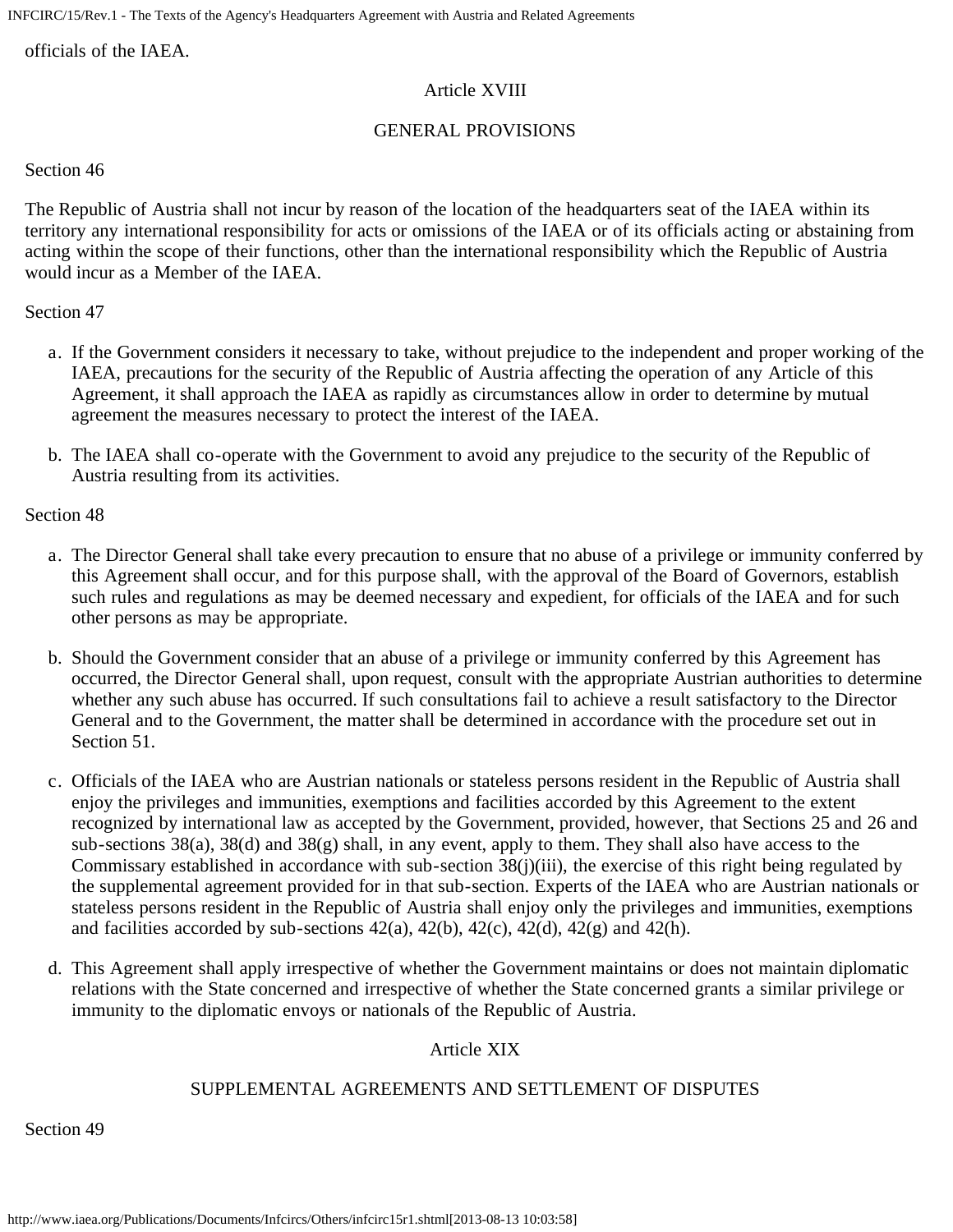officials of the IAEA.

## Article XVIII

### GENERAL PROVISIONS

Section 46

The Republic of Austria shall not incur by reason of the location of the headquarters seat of the IAEA within its territory any international responsibility for acts or omissions of the IAEA or of its officials acting or abstaining from acting within the scope of their functions, other than the international responsibility which the Republic of Austria would incur as a Member of the IAEA.

Section 47

a. If the Government considers it necessary to take, without prejudice to the independent and proper working of the IAEA, precautions for the security of the Republic of Austria affecting the operation of any Article of this Agreement, it shall approach the IAEA as rapidly as circumstances allow in order to determine by mutual agreement the measures necessary to protect the interest of the IAEA.

b. The IAEA shall co-operate with the Government to avoid any prejudice to the security of the Republic of Austria resulting from its activities.

Section 48

a. The Director General shall take every precaution to ensure that no abuse of a privilege or immunity conferred by this Agreement shall occur, and for this purpose shall, with the approval of the Board of Governors, establish such rules and regulations as may be deemed necessary and expedient, for officials of the IAEA and for such other persons as may be appropriate.

b. Should the Government consider that an abuse of a privilege or immunity conferred by this Agreement has occurred, the Director General shall, upon request, consult with the appropriate Austrian authorities to determine whether any such abuse has occurred. If such consultations fail to achieve a result satisfactory to the Director General and to the Government, the matter shall be determined in accordance with the procedure set out in Section 51.

c. Officials of the IAEA who are Austrian nationals or stateless persons resident in the Republic of Austria shall enjoy the privileges and immunities, exemptions and facilities accorded by this Agreement to the extent recognized by international law as accepted by the Government, provided, however, that Sections 25 and 26 and sub-sections 38(a), 38(d) and 38(g) shall, in any event, apply to them. They shall also have access to the Commissary established in accordance with sub-section 38(j)(iii), the exercise of this right being regulated by the supplemental agreement provided for in that sub-section. Experts of the IAEA who are Austrian nationals or stateless persons resident in the Republic of Austria shall enjoy only the privileges and immunities, exemptions and facilities accorded by sub-sections 42(a), 42(b), 42(c), 42(d), 42(g) and 42(h).

d. This Agreement shall apply irrespective of whether the Government maintains or does not maintain diplomatic relations with the State concerned and irrespective of whether the State concerned grants a similar privilege or immunity to the diplomatic envoys or nationals of the Republic of Austria.

## Article XIX

### SUPPLEMENTAL AGREEMENTS AND SETTLEMENT OF DISPUTES

Section 49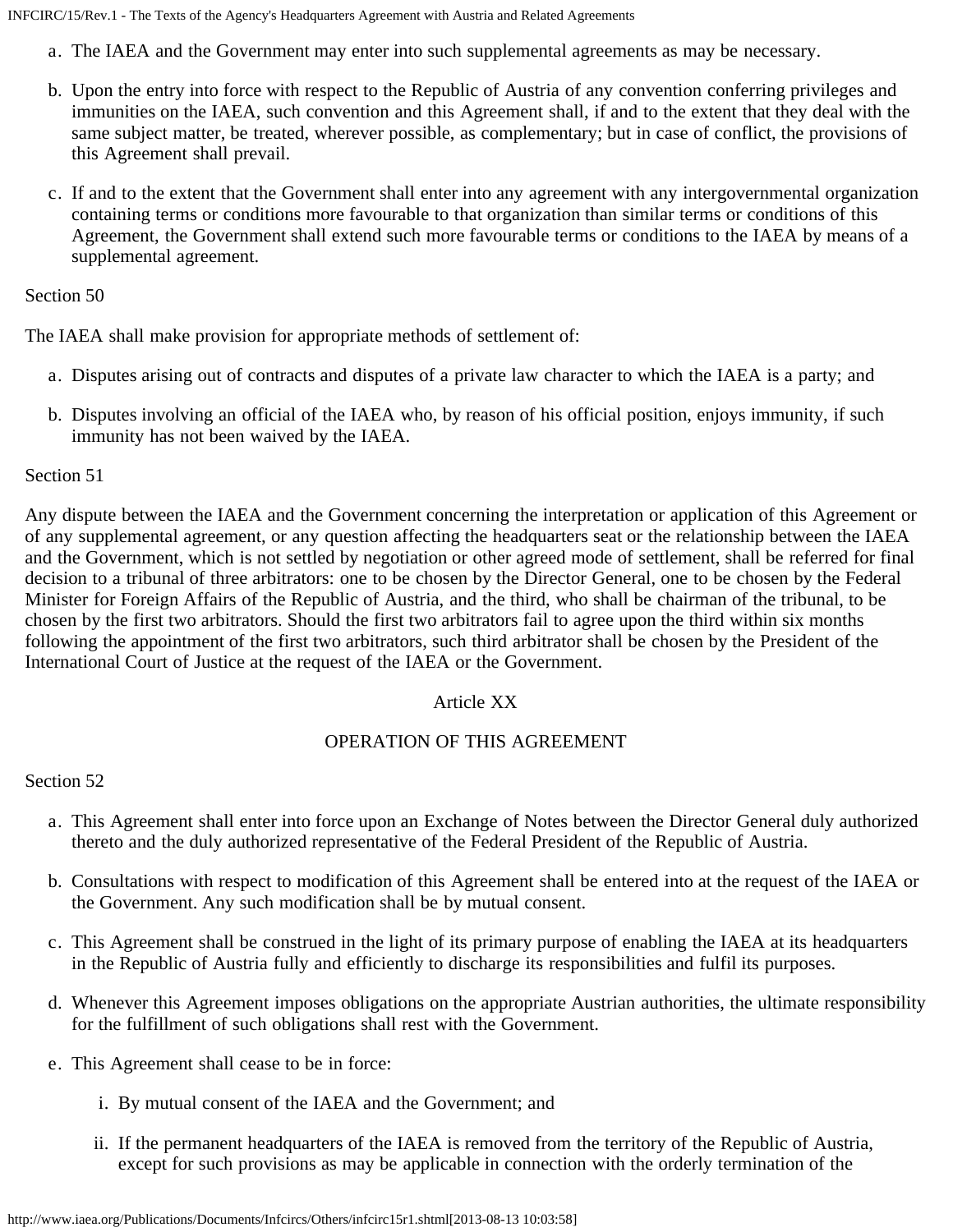a. The IAEA and the Government may enter into such supplemental agreements as may be necessary.

b. Upon the entry into force with respect to the Republic of Austria of any convention conferring privileges and immunities on the IAEA, such convention and this Agreement shall, if and to the extent that they deal with the same subject matter, be treated, wherever possible, as complementary; but in case of conflict, the provisions of this Agreement shall prevail.

c. If and to the extent that the Government shall enter into any agreement with any intergovernmental organization containing terms or conditions more favourable to that organization than similar terms or conditions of this Agreement, the Government shall extend such more favourable terms or conditions to the IAEA by means of a supplemental agreement.

Section 50

The IAEA shall make provision for appropriate methods of settlement of:

a. Disputes arising out of contracts and disputes of a private law character to which the IAEA is a party; and

b. Disputes involving an official of the IAEA who, by reason of his official position, enjoys immunity, if such immunity has not been waived by the IAEA.

Section 51

Any dispute between the IAEA and the Government concerning the interpretation or application of this Agreement or of any supplemental agreement, or any question affecting the headquarters seat or the relationship between the IAEA and the Government, which is not settled by negotiation or other agreed mode of settlement, shall be referred for final decision to a tribunal of three arbitrators: one to be chosen by the Director General, one to be chosen by the Federal Minister for Foreign Affairs of the Republic of Austria, and the third, who shall be chairman of the tribunal, to be chosen by the first two arbitrators. Should the first two arbitrators fail to agree upon the third within six months following the appointment of the first two arbitrators, such third arbitrator shall be chosen by the President of the International Court of Justice at the request of the IAEA or the Government.

## Article XX

## OPERATION OF THIS AGREEMENT

Section 52

a. This Agreement shall enter into force upon an Exchange of Notes between the Director General duly authorized thereto and the duly authorized representative of the Federal President of the Republic of Austria.

b. Consultations with respect to modification of this Agreement shall be entered into at the request of the IAEA or the Government. Any such modification shall be by mutual consent.

c. This Agreement shall be construed in the light of its primary purpose of enabling the IAEA at its headquarters in the Republic of Austria fully and efficiently to discharge its responsibilities and fulfil its purposes.

d. Whenever this Agreement imposes obligations on the appropriate Austrian authorities, the ultimate responsibility for the fulfillment of such obligations shall rest with the Government.

e. This Agreement shall cease to be in force:

   i. By mutual consent of the IAEA and the Government; and

   ii. If the permanent headquarters of the IAEA is removed from the territory of the Republic of Austria, except for such provisions as may be applicable in connection with the orderly termination of the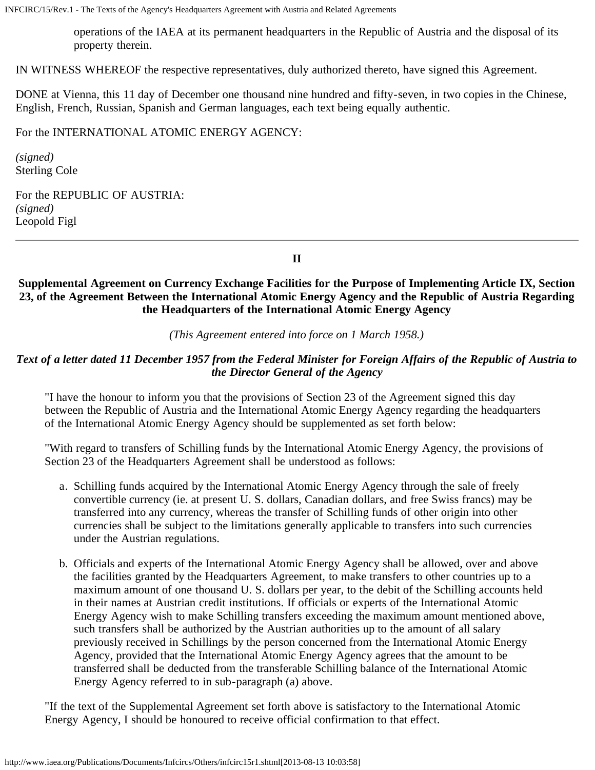operations of the IAEA at its permanent headquarters in the Republic of Austria and the disposal of its property therein.

IN WITNESS WHEREOF the respective representatives, duly authorized thereto, have signed this Agreement.

DONE at Vienna, this 11 day of December one thousand nine hundred and fifty-seven, in two copies in the Chinese, English, French, Russian, Spanish and German languages, each text being equally authentic.

For the INTERNATIONAL ATOMIC ENERGY AGENCY:

*(signed)*
Sterling Cole

For the REPUBLIC OF AUSTRIA:
*(signed)*
Leopold Figl

---

## II

### Supplemental Agreement on Currency Exchange Facilities for the Purpose of Implementing Article IX, Section 23, of the Agreement Between the International Atomic Energy Agency and the Republic of Austria Regarding the Headquarters of the International Atomic Energy Agency

*(This Agreement entered into force on 1 March 1958.)*

***Text of a letter dated 11 December 1957 from the Federal Minister for Foreign Affairs of the Republic of Austria to the Director General of the Agency***

"I have the honour to inform you that the provisions of Section 23 of the Agreement signed this day between the Republic of Austria and the International Atomic Energy Agency regarding the headquarters of the International Atomic Energy Agency should be supplemented as set forth below:

"With regard to transfers of Schilling funds by the International Atomic Energy Agency, the provisions of Section 23 of the Headquarters Agreement shall be understood as follows:

a. Schilling funds acquired by the International Atomic Energy Agency through the sale of freely convertible currency (ie. at present U. S. dollars, Canadian dollars, and free Swiss francs) may be transferred into any currency, whereas the transfer of Schilling funds of other origin into other currencies shall be subject to the limitations generally applicable to transfers into such currencies under the Austrian regulations.

b. Officials and experts of the International Atomic Energy Agency shall be allowed, over and above the facilities granted by the Headquarters Agreement, to make transfers to other countries up to a maximum amount of one thousand U. S. dollars per year, to the debit of the Schilling accounts held in their names at Austrian credit institutions. If officials or experts of the International Atomic Energy Agency wish to make Schilling transfers exceeding the maximum amount mentioned above, such transfers shall be authorized by the Austrian authorities up to the amount of all salary previously received in Schillings by the person concerned from the International Atomic Energy Agency, provided that the International Atomic Energy Agency agrees that the amount to be transferred shall be deducted from the transferable Schilling balance of the International Atomic Energy Agency referred to in sub-paragraph (a) above.

"If the text of the Supplemental Agreement set forth above is satisfactory to the International Atomic Energy Agency, I should be honoured to receive official confirmation to that effect.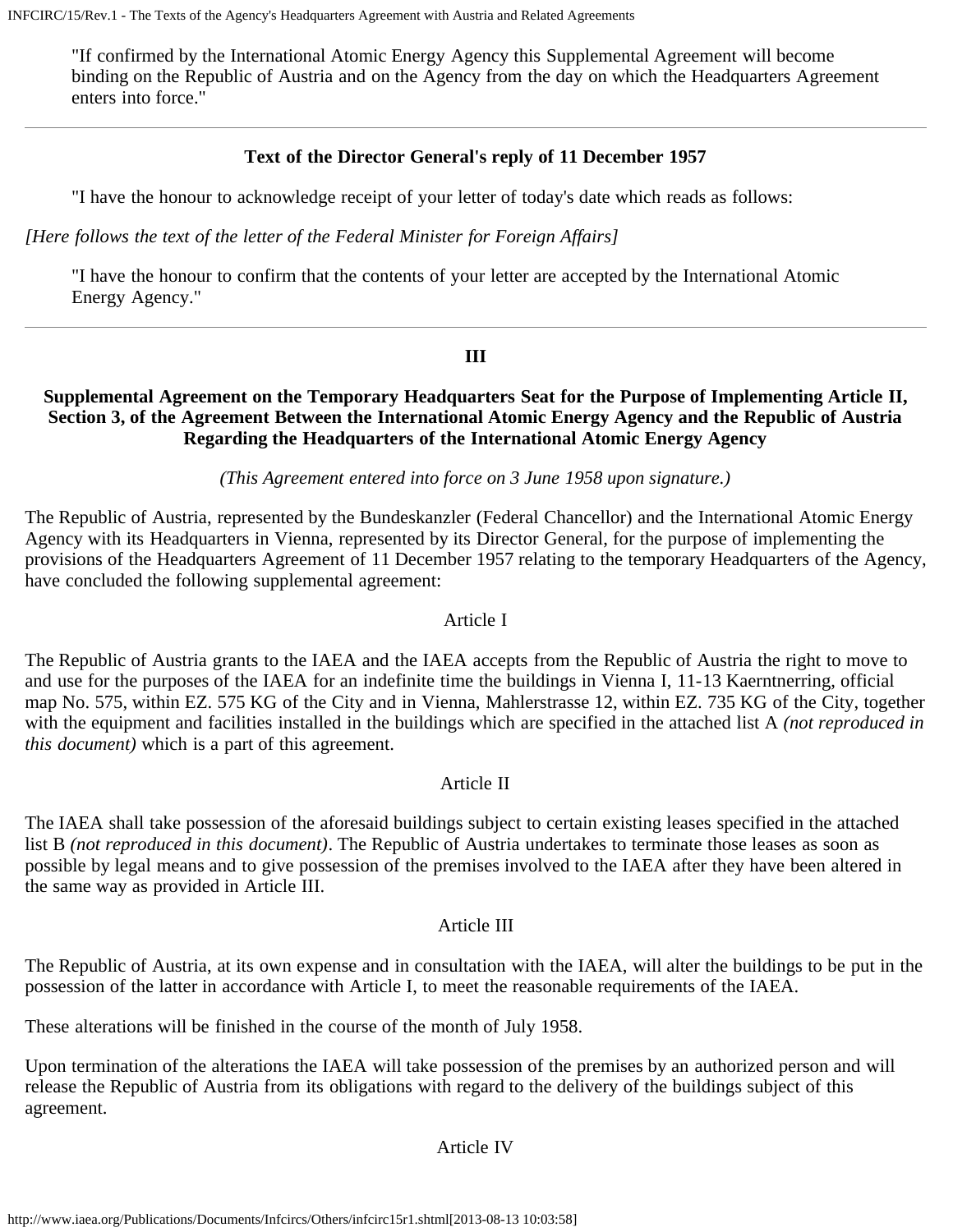"If confirmed by the International Atomic Energy Agency this Supplemental Agreement will become binding on the Republic of Austria and on the Agency from the day on which the Headquarters Agreement enters into force."

---

**Text of the Director General's reply of 11 December 1957**

"I have the honour to acknowledge receipt of your letter of today's date which reads as follows:

*[Here follows the text of the letter of the Federal Minister for Foreign Affairs]*

"I have the honour to confirm that the contents of your letter are accepted by the International Atomic Energy Agency."

---

## III

### Supplemental Agreement on the Temporary Headquarters Seat for the Purpose of Implementing Article II, Section 3, of the Agreement Between the International Atomic Energy Agency and the Republic of Austria Regarding the Headquarters of the International Atomic Energy Agency

*(This Agreement entered into force on 3 June 1958 upon signature.)*

The Republic of Austria, represented by the Bundeskanzler (Federal Chancellor) and the International Atomic Energy Agency with its Headquarters in Vienna, represented by its Director General, for the purpose of implementing the provisions of the Headquarters Agreement of 11 December 1957 relating to the temporary Headquarters of the Agency, have concluded the following supplemental agreement:

Article I

The Republic of Austria grants to the IAEA and the IAEA accepts from the Republic of Austria the right to move to and use for the purposes of the IAEA for an indefinite time the buildings in Vienna I, 11-13 Kaerntnerring, official map No. 575, within EZ. 575 KG of the City and in Vienna, Mahlerstrasse 12, within EZ. 735 KG of the City, together with the equipment and facilities installed in the buildings which are specified in the attached list A *(not reproduced in this document)* which is a part of this agreement.

Article II

The IAEA shall take possession of the aforesaid buildings subject to certain existing leases specified in the attached list B *(not reproduced in this document)*. The Republic of Austria undertakes to terminate those leases as soon as possible by legal means and to give possession of the premises involved to the IAEA after they have been altered in the same way as provided in Article III.

Article III

The Republic of Austria, at its own expense and in consultation with the IAEA, will alter the buildings to be put in the possession of the latter in accordance with Article I, to meet the reasonable requirements of the IAEA.

These alterations will be finished in the course of the month of July 1958.

Upon termination of the alterations the IAEA will take possession of the premises by an authorized person and will release the Republic of Austria from its obligations with regard to the delivery of the buildings subject of this agreement.

Article IV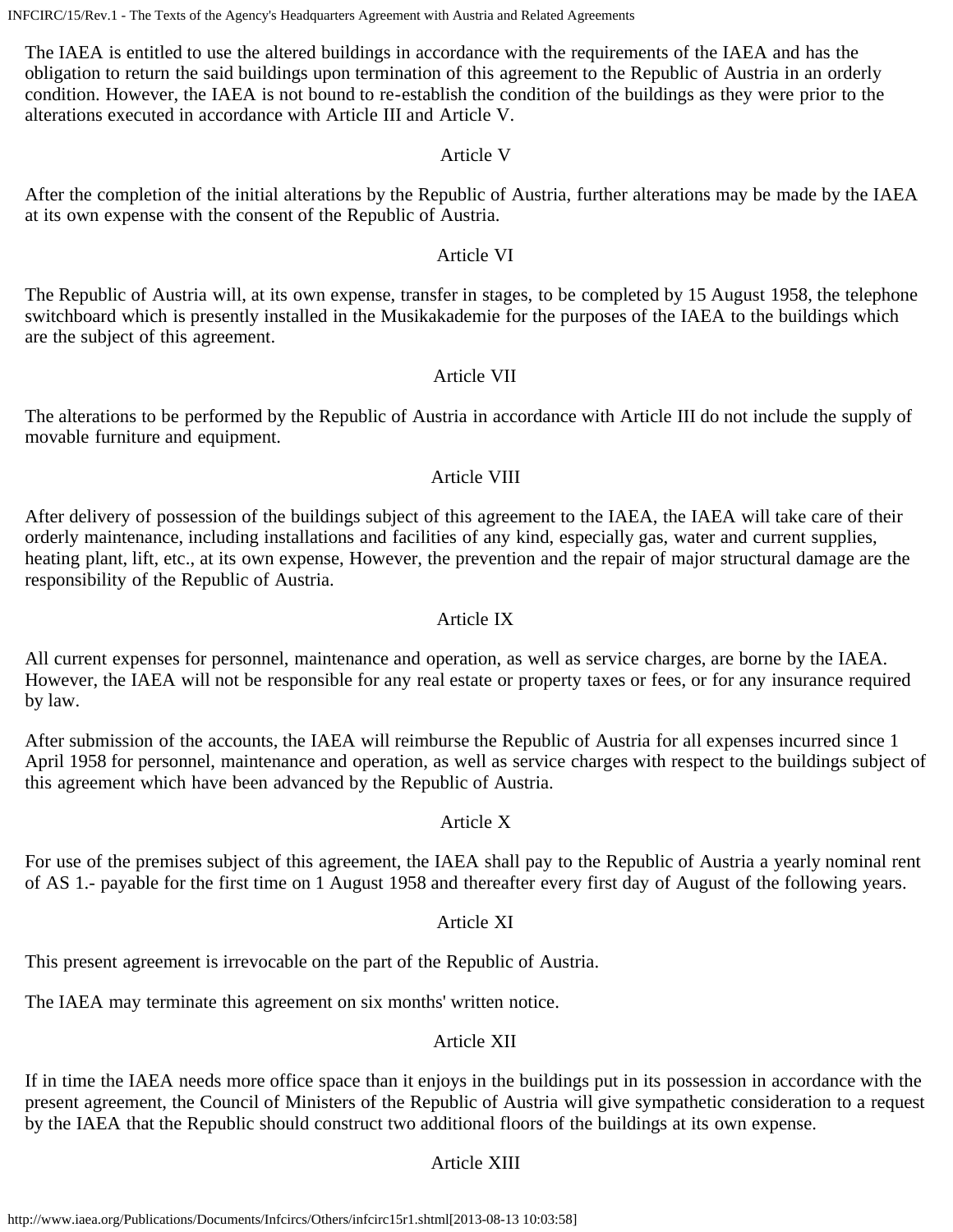The IAEA is entitled to use the altered buildings in accordance with the requirements of the IAEA and has the obligation to return the said buildings upon termination of this agreement to the Republic of Austria in an orderly condition. However, the IAEA is not bound to re-establish the condition of the buildings as they were prior to the alterations executed in accordance with Article III and Article V.

### Article V

After the completion of the initial alterations by the Republic of Austria, further alterations may be made by the IAEA at its own expense with the consent of the Republic of Austria.

### Article VI

The Republic of Austria will, at its own expense, transfer in stages, to be completed by 15 August 1958, the telephone switchboard which is presently installed in the Musikakademie for the purposes of the IAEA to the buildings which are the subject of this agreement.

### Article VII

The alterations to be performed by the Republic of Austria in accordance with Article III do not include the supply of movable furniture and equipment.

### Article VIII

After delivery of possession of the buildings subject of this agreement to the IAEA, the IAEA will take care of their orderly maintenance, including installations and facilities of any kind, especially gas, water and current supplies, heating plant, lift, etc., at its own expense, However, the prevention and the repair of major structural damage are the responsibility of the Republic of Austria.

### Article IX

All current expenses for personnel, maintenance and operation, as well as service charges, are borne by the IAEA. However, the IAEA will not be responsible for any real estate or property taxes or fees, or for any insurance required by law.

After submission of the accounts, the IAEA will reimburse the Republic of Austria for all expenses incurred since 1 April 1958 for personnel, maintenance and operation, as well as service charges with respect to the buildings subject of this agreement which have been advanced by the Republic of Austria.

### Article X

For use of the premises subject of this agreement, the IAEA shall pay to the Republic of Austria a yearly nominal rent of AS 1.- payable for the first time on 1 August 1958 and thereafter every first day of August of the following years.

### Article XI

This present agreement is irrevocable on the part of the Republic of Austria.

The IAEA may terminate this agreement on six months' written notice.

### Article XII

If in time the IAEA needs more office space than it enjoys in the buildings put in its possession in accordance with the present agreement, the Council of Ministers of the Republic of Austria will give sympathetic consideration to a request by the IAEA that the Republic should construct two additional floors of the buildings at its own expense.

### Article XIII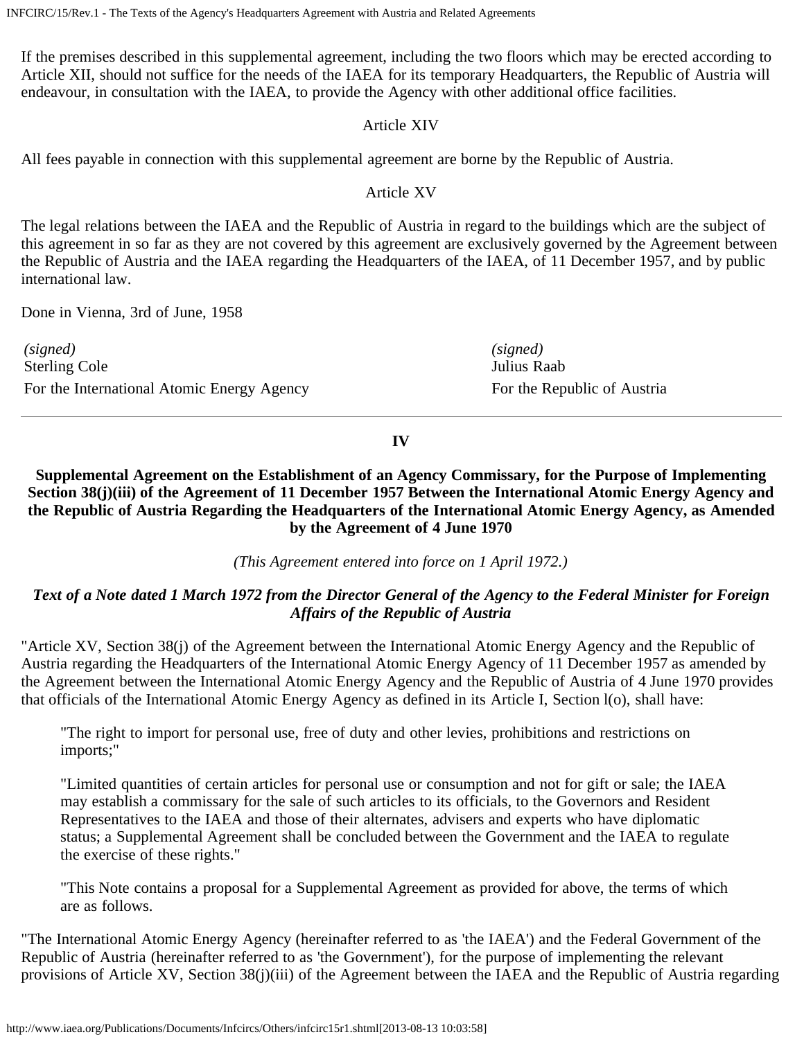If the premises described in this supplemental agreement, including the two floors which may be erected according to Article XII, should not suffice for the needs of the IAEA for its temporary Headquarters, the Republic of Austria will endeavour, in consultation with the IAEA, to provide the Agency with other additional office facilities.

Article XIV

All fees payable in connection with this supplemental agreement are borne by the Republic of Austria.

Article XV

The legal relations between the IAEA and the Republic of Austria in regard to the buildings which are the subject of this agreement in so far as they are not covered by this agreement are exclusively governed by the Agreement between the Republic of Austria and the IAEA regarding the Headquarters of the IAEA, of 11 December 1957, and by public international law.

Done in Vienna, 3rd of June, 1958

| | |
|---|---|
| *(signed)*<br>Sterling Cole | *(signed)*<br>Julius Raab |
| For the International Atomic Energy Agency | For the Republic of Austria |

---

## IV

### Supplemental Agreement on the Establishment of an Agency Commissary, for the Purpose of Implementing Section 38(j)(iii) of the Agreement of 11 December 1957 Between the International Atomic Energy Agency and the Republic of Austria Regarding the Headquarters of the International Atomic Energy Agency, as Amended by the Agreement of 4 June 1970

*(This Agreement entered into force on 1 April 1972.)*

***Text of a Note dated 1 March 1972 from the Director General of the Agency to the Federal Minister for Foreign Affairs of the Republic of Austria***

"Article XV, Section 38(j) of the Agreement between the International Atomic Energy Agency and the Republic of Austria regarding the Headquarters of the International Atomic Energy Agency of 11 December 1957 as amended by the Agreement between the International Atomic Energy Agency and the Republic of Austria of 4 June 1970 provides that officials of the International Atomic Energy Agency as defined in its Article I, Section l(o), shall have:

> "The right to import for personal use, free of duty and other levies, prohibitions and restrictions on imports;"
>
> "Limited quantities of certain articles for personal use or consumption and not for gift or sale; the IAEA may establish a commissary for the sale of such articles to its officials, to the Governors and Resident Representatives to the IAEA and those of their alternates, advisers and experts who have diplomatic status; a Supplemental Agreement shall be concluded between the Government and the IAEA to regulate the exercise of these rights."
>
> "This Note contains a proposal for a Supplemental Agreement as provided for above, the terms of which are as follows.

"The International Atomic Energy Agency (hereinafter referred to as 'the IAEA') and the Federal Government of the Republic of Austria (hereinafter referred to as 'the Government'), for the purpose of implementing the relevant provisions of Article XV, Section 38(j)(iii) of the Agreement between the IAEA and the Republic of Austria regarding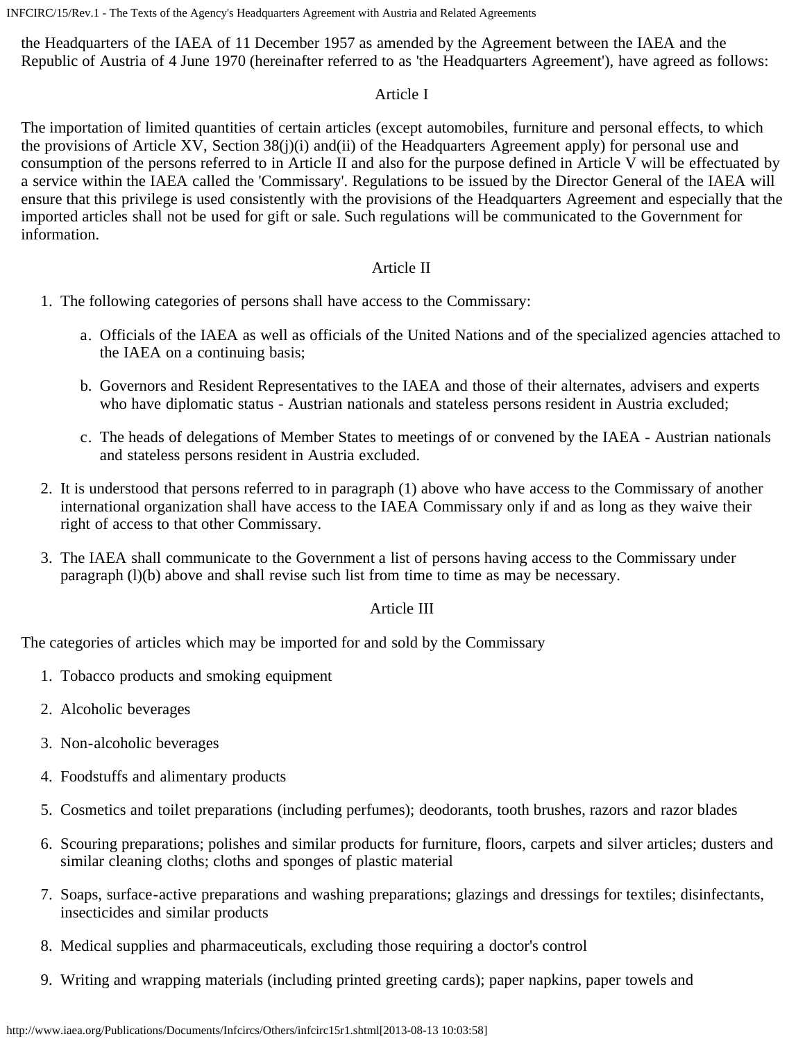the Headquarters of the IAEA of 11 December 1957 as amended by the Agreement between the IAEA and the Republic of Austria of 4 June 1970 (hereinafter referred to as 'the Headquarters Agreement'), have agreed as follows:

### Article I

The importation of limited quantities of certain articles (except automobiles, furniture and personal effects, to which the provisions of Article XV, Section 38(j)(i) and(ii) of the Headquarters Agreement apply) for personal use and consumption of the persons referred to in Article II and also for the purpose defined in Article V will be effectuated by a service within the IAEA called the 'Commissary'. Regulations to be issued by the Director General of the IAEA will ensure that this privilege is used consistently with the provisions of the Headquarters Agreement and especially that the imported articles shall not be used for gift or sale. Such regulations will be communicated to the Government for information.

### Article II

1. The following categories of persons shall have access to the Commissary:
    a. Officials of the IAEA as well as officials of the United Nations and of the specialized agencies attached to the IAEA on a continuing basis;
    b. Governors and Resident Representatives to the IAEA and those of their alternates, advisers and experts who have diplomatic status - Austrian nationals and stateless persons resident in Austria excluded;
    c. The heads of delegations of Member States to meetings of or convened by the IAEA - Austrian nationals and stateless persons resident in Austria excluded.
2. It is understood that persons referred to in paragraph (1) above who have access to the Commissary of another international organization shall have access to the IAEA Commissary only if and as long as they waive their right of access to that other Commissary.
3. The IAEA shall communicate to the Government a list of persons having access to the Commissary under paragraph (l)(b) above and shall revise such list from time to time as may be necessary.

### Article III

The categories of articles which may be imported for and sold by the Commissary

1. Tobacco products and smoking equipment
2. Alcoholic beverages
3. Non-alcoholic beverages
4. Foodstuffs and alimentary products
5. Cosmetics and toilet preparations (including perfumes); deodorants, tooth brushes, razors and razor blades
6. Scouring preparations; polishes and similar products for furniture, floors, carpets and silver articles; dusters and similar cleaning cloths; cloths and sponges of plastic material
7. Soaps, surface-active preparations and washing preparations; glazings and dressings for textiles; disinfectants, insecticides and similar products
8. Medical supplies and pharmaceuticals, excluding those requiring a doctor's control
9. Writing and wrapping materials (including printed greeting cards); paper napkins, paper towels and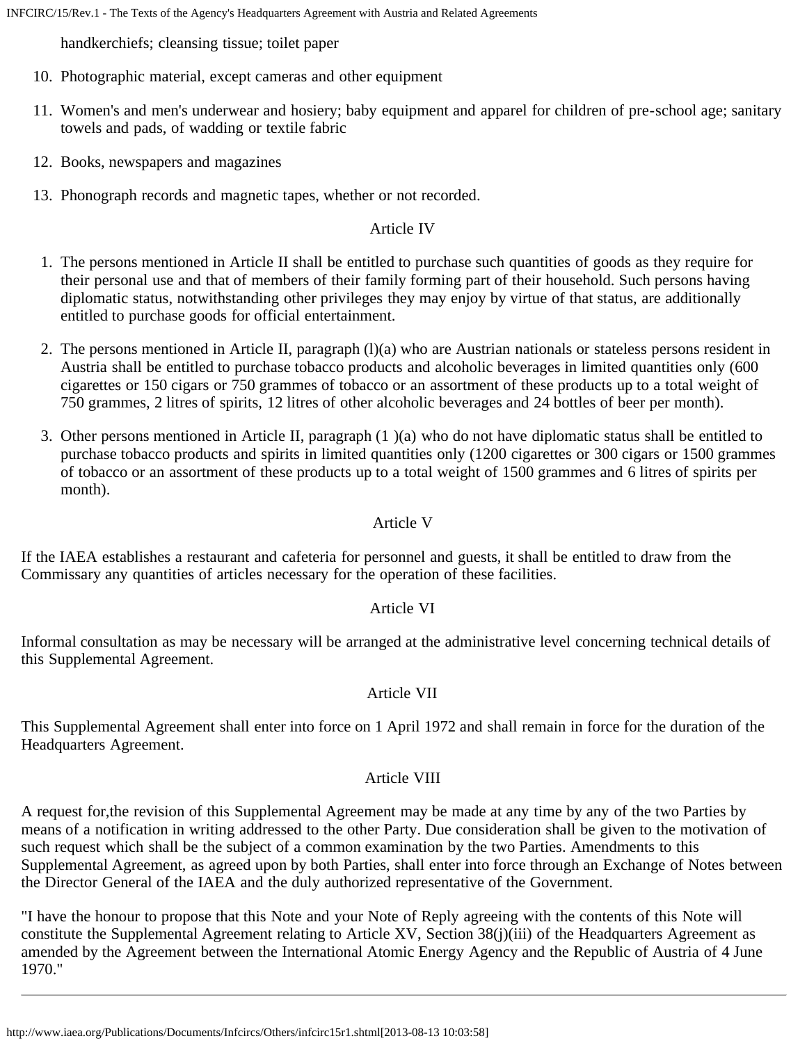handkerchiefs; cleansing tissue; toilet paper

10. Photographic material, except cameras and other equipment
11. Women's and men's underwear and hosiery; baby equipment and apparel for children of pre-school age; sanitary towels and pads, of wadding or textile fabric
12. Books, newspapers and magazines
13. Phonograph records and magnetic tapes, whether or not recorded.

Article IV

1. The persons mentioned in Article II shall be entitled to purchase such quantities of goods as they require for their personal use and that of members of their family forming part of their household. Such persons having diplomatic status, notwithstanding other privileges they may enjoy by virtue of that status, are additionally entitled to purchase goods for official entertainment.
2. The persons mentioned in Article II, paragraph (l)(a) who are Austrian nationals or stateless persons resident in Austria shall be entitled to purchase tobacco products and alcoholic beverages in limited quantities only (600 cigarettes or 150 cigars or 750 grammes of tobacco or an assortment of these products up to a total weight of 750 grammes, 2 litres of spirits, 12 litres of other alcoholic beverages and 24 bottles of beer per month).
3. Other persons mentioned in Article II, paragraph (1 )(a) who do not have diplomatic status shall be entitled to purchase tobacco products and spirits in limited quantities only (1200 cigarettes or 300 cigars or 1500 grammes of tobacco or an assortment of these products up to a total weight of 1500 grammes and 6 litres of spirits per month).

Article V

If the IAEA establishes a restaurant and cafeteria for personnel and guests, it shall be entitled to draw from the Commissary any quantities of articles necessary for the operation of these facilities.

Article VI

Informal consultation as may be necessary will be arranged at the administrative level concerning technical details of this Supplemental Agreement.

Article VII

This Supplemental Agreement shall enter into force on 1 April 1972 and shall remain in force for the duration of the Headquarters Agreement.

Article VIII

A request for,the revision of this Supplemental Agreement may be made at any time by any of the two Parties by means of a notification in writing addressed to the other Party. Due consideration shall be given to the motivation of such request which shall be the subject of a common examination by the two Parties. Amendments to this Supplemental Agreement, as agreed upon by both Parties, shall enter into force through an Exchange of Notes between the Director General of the IAEA and the duly authorized representative of the Government.

"I have the honour to propose that this Note and your Note of Reply agreeing with the contents of this Note will constitute the Supplemental Agreement relating to Article XV, Section 38(j)(iii) of the Headquarters Agreement as amended by the Agreement between the International Atomic Energy Agency and the Republic of Austria of 4 June 1970."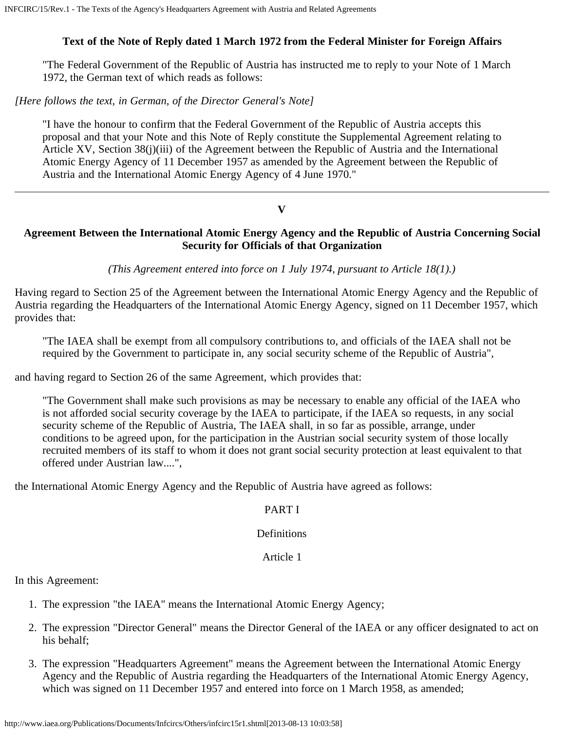### Text of the Note of Reply dated 1 March 1972 from the Federal Minister for Foreign Affairs

> "The Federal Government of the Republic of Austria has instructed me to reply to your Note of 1 March 1972, the German text of which reads as follows:

*[Here follows the text, in German, of the Director General's Note]*

> "I have the honour to confirm that the Federal Government of the Republic of Austria accepts this proposal and that your Note and this Note of Reply constitute the Supplemental Agreement relating to Article XV, Section 38(j)(iii) of the Agreement between the Republic of Austria and the International Atomic Energy Agency of 11 December 1957 as amended by the Agreement between the Republic of Austria and the International Atomic Energy Agency of 4 June 1970."

---

## V

### Agreement Between the International Atomic Energy Agency and the Republic of Austria Concerning Social Security for Officials of that Organization

*(This Agreement entered into force on 1 July 1974, pursuant to Article 18(1).)*

Having regard to Section 25 of the Agreement between the International Atomic Energy Agency and the Republic of Austria regarding the Headquarters of the International Atomic Energy Agency, signed on 11 December 1957, which provides that:

> "The IAEA shall be exempt from all compulsory contributions to, and officials of the IAEA shall not be required by the Government to participate in, any social security scheme of the Republic of Austria",

and having regard to Section 26 of the same Agreement, which provides that:

> "The Government shall make such provisions as may be necessary to enable any official of the IAEA who is not afforded social security coverage by the IAEA to participate, if the IAEA so requests, in any social security scheme of the Republic of Austria, The IAEA shall, in so far as possible, arrange, under conditions to be agreed upon, for the participation in the Austrian social security system of those locally recruited members of its staff to whom it does not grant social security protection at least equivalent to that offered under Austrian law....",

the International Atomic Energy Agency and the Republic of Austria have agreed as follows:

PART I

Definitions

Article 1

In this Agreement:

1. The expression "the IAEA" means the International Atomic Energy Agency;
2. The expression "Director General" means the Director General of the IAEA or any officer designated to act on his behalf;
3. The expression "Headquarters Agreement" means the Agreement between the International Atomic Energy Agency and the Republic of Austria regarding the Headquarters of the International Atomic Energy Agency, which was signed on 11 December 1957 and entered into force on 1 March 1958, as amended;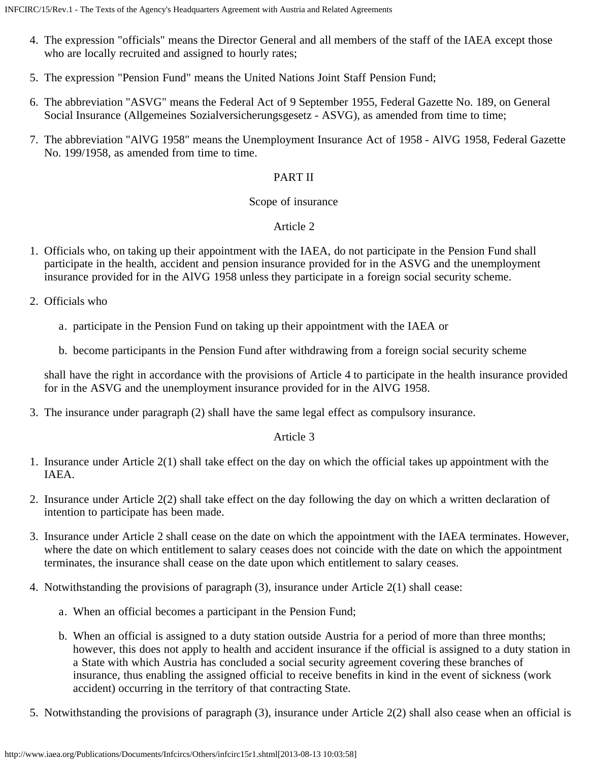4. The expression "officials" means the Director General and all members of the staff of the IAEA except those who are locally recruited and assigned to hourly rates;
5. The expression "Pension Fund" means the United Nations Joint Staff Pension Fund;
6. The abbreviation "ASVG" means the Federal Act of 9 September 1955, Federal Gazette No. 189, on General Social Insurance (Allgemeines Sozialversicherungsgesetz - ASVG), as amended from time to time;
7. The abbreviation "AlVG 1958" means the Unemployment Insurance Act of 1958 - AlVG 1958, Federal Gazette No. 199/1958, as amended from time to time.

PART II

Scope of insurance

Article 2

1. Officials who, on taking up their appointment with the IAEA, do not participate in the Pension Fund shall participate in the health, accident and pension insurance provided for in the ASVG and the unemployment insurance provided for in the AlVG 1958 unless they participate in a foreign social security scheme.
2. Officials who

   a. participate in the Pension Fund on taking up their appointment with the IAEA or

   b. become participants in the Pension Fund after withdrawing from a foreign social security scheme

   shall have the right in accordance with the provisions of Article 4 to participate in the health insurance provided for in the ASVG and the unemployment insurance provided for in the AlVG 1958.
3. The insurance under paragraph (2) shall have the same legal effect as compulsory insurance.

Article 3

1. Insurance under Article 2(1) shall take effect on the day on which the official takes up appointment with the IAEA.
2. Insurance under Article 2(2) shall take effect on the day following the day on which a written declaration of intention to participate has been made.
3. Insurance under Article 2 shall cease on the date on which the appointment with the IAEA terminates. However, where the date on which entitlement to salary ceases does not coincide with the date on which the appointment terminates, the insurance shall cease on the date upon which entitlement to salary ceases.
4. Notwithstanding the provisions of paragraph (3), insurance under Article 2(1) shall cease:

   a. When an official becomes a participant in the Pension Fund;

   b. When an official is assigned to a duty station outside Austria for a period of more than three months; however, this does not apply to health and accident insurance if the official is assigned to a duty station in a State with which Austria has concluded a social security agreement covering these branches of insurance, thus enabling the assigned official to receive benefits in kind in the event of sickness (work accident) occurring in the territory of that contracting State.
5. Notwithstanding the provisions of paragraph (3), insurance under Article 2(2) shall also cease when an official is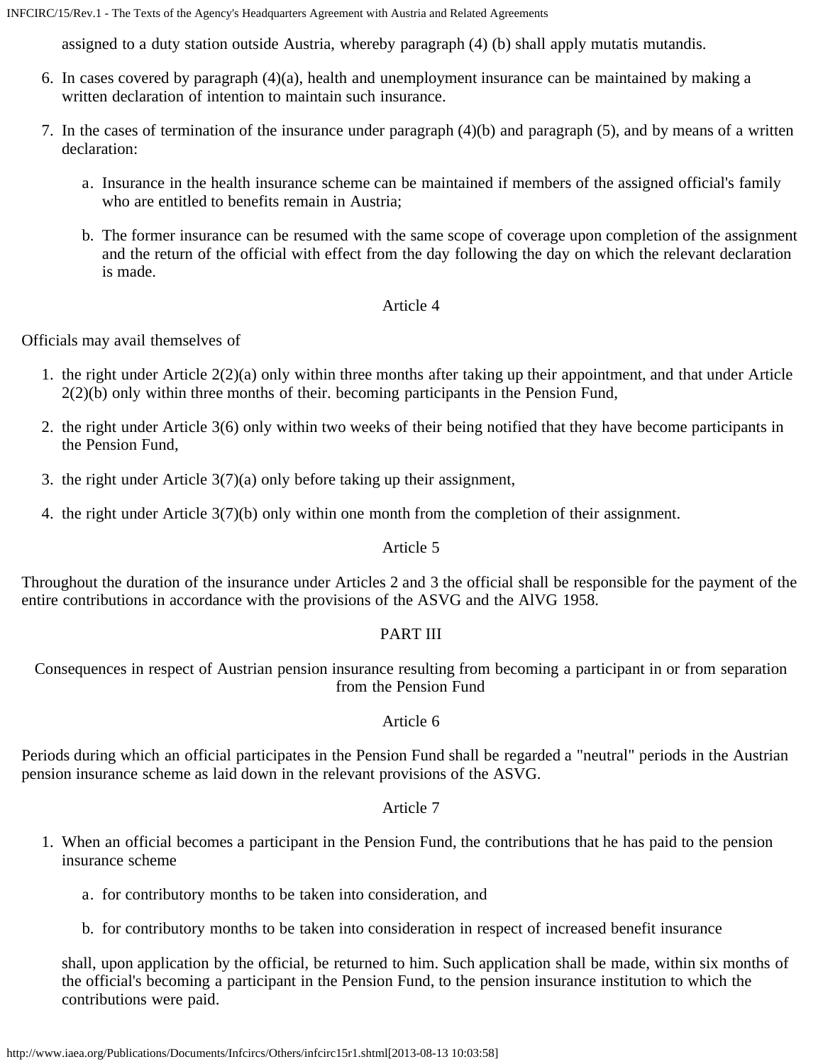assigned to a duty station outside Austria, whereby paragraph (4) (b) shall apply mutatis mutandis.

6. In cases covered by paragraph (4)(a), health and unemployment insurance can be maintained by making a written declaration of intention to maintain such insurance.
7. In the cases of termination of the insurance under paragraph (4)(b) and paragraph (5), and by means of a written declaration:
   a. Insurance in the health insurance scheme can be maintained if members of the assigned official's family who are entitled to benefits remain in Austria;
   b. The former insurance can be resumed with the same scope of coverage upon completion of the assignment and the return of the official with effect from the day following the day on which the relevant declaration is made.

Article 4

Officials may avail themselves of

1. the right under Article 2(2)(a) only within three months after taking up their appointment, and that under Article 2(2)(b) only within three months of their. becoming participants in the Pension Fund,
2. the right under Article 3(6) only within two weeks of their being notified that they have become participants in the Pension Fund,
3. the right under Article 3(7)(a) only before taking up their assignment,
4. the right under Article 3(7)(b) only within one month from the completion of their assignment.

Article 5

Throughout the duration of the insurance under Articles 2 and 3 the official shall be responsible for the payment of the entire contributions in accordance with the provisions of the ASVG and the AlVG 1958.

PART III

Consequences in respect of Austrian pension insurance resulting from becoming a participant in or from separation from the Pension Fund

Article 6

Periods during which an official participates in the Pension Fund shall be regarded a "neutral" periods in the Austrian pension insurance scheme as laid down in the relevant provisions of the ASVG.

Article 7

1. When an official becomes a participant in the Pension Fund, the contributions that he has paid to the pension insurance scheme
   a. for contributory months to be taken into consideration, and
   b. for contributory months to be taken into consideration in respect of increased benefit insurance

   shall, upon application by the official, be returned to him. Such application shall be made, within six months of the official's becoming a participant in the Pension Fund, to the pension insurance institution to which the contributions were paid.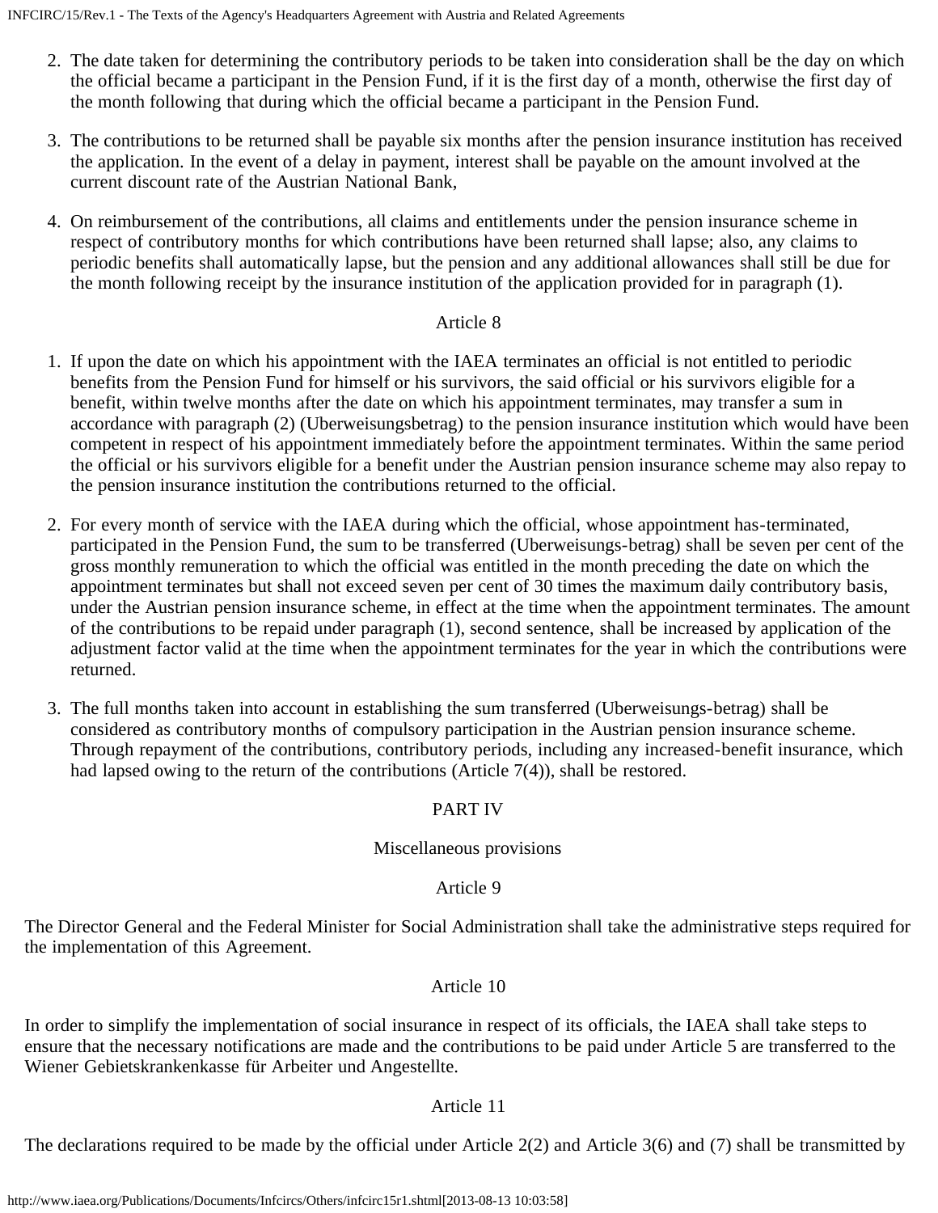2. The date taken for determining the contributory periods to be taken into consideration shall be the day on which the official became a participant in the Pension Fund, if it is the first day of a month, otherwise the first day of the month following that during which the official became a participant in the Pension Fund.

3. The contributions to be returned shall be payable six months after the pension insurance institution has received the application. In the event of a delay in payment, interest shall be payable on the amount involved at the current discount rate of the Austrian National Bank,

4. On reimbursement of the contributions, all claims and entitlements under the pension insurance scheme in respect of contributory months for which contributions have been returned shall lapse; also, any claims to periodic benefits shall automatically lapse, but the pension and any additional allowances shall still be due for the month following receipt by the insurance institution of the application provided for in paragraph (1).

Article 8

1. If upon the date on which his appointment with the IAEA terminates an official is not entitled to periodic benefits from the Pension Fund for himself or his survivors, the said official or his survivors eligible for a benefit, within twelve months after the date on which his appointment terminates, may transfer a sum in accordance with paragraph (2) (Uberweisungsbetrag) to the pension insurance institution which would have been competent in respect of his appointment immediately before the appointment terminates. Within the same period the official or his survivors eligible for a benefit under the Austrian pension insurance scheme may also repay to the pension insurance institution the contributions returned to the official.

2. For every month of service with the IAEA during which the official, whose appointment has-terminated, participated in the Pension Fund, the sum to be transferred (Uberweisungs-betrag) shall be seven per cent of the gross monthly remuneration to which the official was entitled in the month preceding the date on which the appointment terminates but shall not exceed seven per cent of 30 times the maximum daily contributory basis, under the Austrian pension insurance scheme, in effect at the time when the appointment terminates. The amount of the contributions to be repaid under paragraph (1), second sentence, shall be increased by application of the adjustment factor valid at the time when the appointment terminates for the year in which the contributions were returned.

3. The full months taken into account in establishing the sum transferred (Uberweisungs-betrag) shall be considered as contributory months of compulsory participation in the Austrian pension insurance scheme. Through repayment of the contributions, contributory periods, including any increased-benefit insurance, which had lapsed owing to the return of the contributions (Article 7(4)), shall be restored.

PART IV

Miscellaneous provisions

Article 9

The Director General and the Federal Minister for Social Administration shall take the administrative steps required for the implementation of this Agreement.

Article 10

In order to simplify the implementation of social insurance in respect of its officials, the IAEA shall take steps to ensure that the necessary notifications are made and the contributions to be paid under Article 5 are transferred to the Wiener Gebietskrankenkasse für Arbeiter und Angestellte.

Article 11

The declarations required to be made by the official under Article 2(2) and Article 3(6) and (7) shall be transmitted by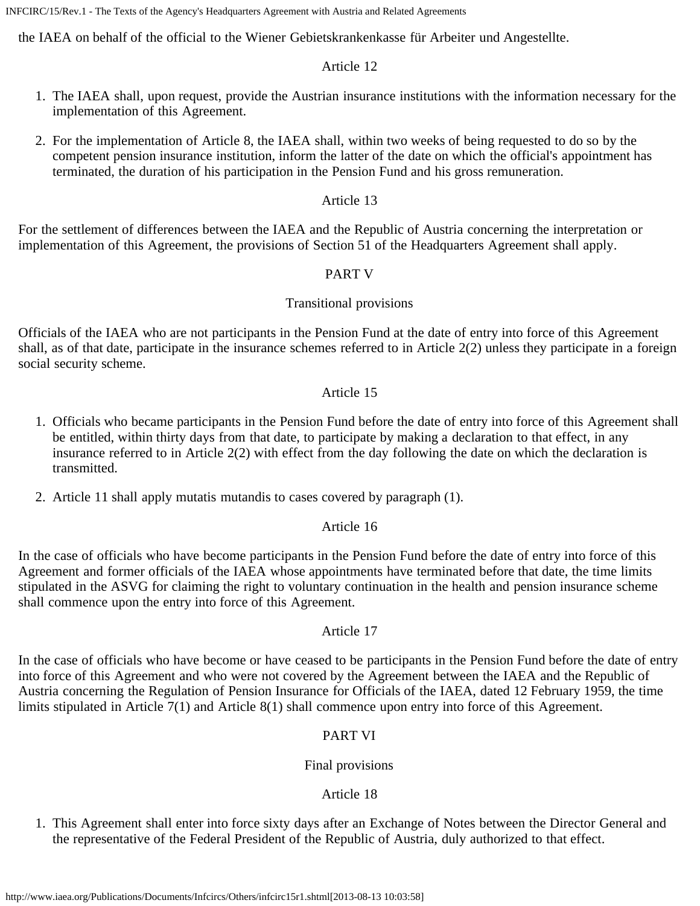the IAEA on behalf of the official to the Wiener Gebietskrankenkasse für Arbeiter und Angestellte.

Article 12

1. The IAEA shall, upon request, provide the Austrian insurance institutions with the information necessary for the implementation of this Agreement.
2. For the implementation of Article 8, the IAEA shall, within two weeks of being requested to do so by the competent pension insurance institution, inform the latter of the date on which the official's appointment has terminated, the duration of his participation in the Pension Fund and his gross remuneration.

Article 13

For the settlement of differences between the IAEA and the Republic of Austria concerning the interpretation or implementation of this Agreement, the provisions of Section 51 of the Headquarters Agreement shall apply.

PART V

Transitional provisions

Officials of the IAEA who are not participants in the Pension Fund at the date of entry into force of this Agreement shall, as of that date, participate in the insurance schemes referred to in Article 2(2) unless they participate in a foreign social security scheme.

Article 15

1. Officials who became participants in the Pension Fund before the date of entry into force of this Agreement shall be entitled, within thirty days from that date, to participate by making a declaration to that effect, in any insurance referred to in Article 2(2) with effect from the day following the date on which the declaration is transmitted.
2. Article 11 shall apply mutatis mutandis to cases covered by paragraph (1).

Article 16

In the case of officials who have become participants in the Pension Fund before the date of entry into force of this Agreement and former officials of the IAEA whose appointments have terminated before that date, the time limits stipulated in the ASVG for claiming the right to voluntary continuation in the health and pension insurance scheme shall commence upon the entry into force of this Agreement.

Article 17

In the case of officials who have become or have ceased to be participants in the Pension Fund before the date of entry into force of this Agreement and who were not covered by the Agreement between the IAEA and the Republic of Austria concerning the Regulation of Pension Insurance for Officials of the IAEA, dated 12 February 1959, the time limits stipulated in Article 7(1) and Article 8(1) shall commence upon entry into force of this Agreement.

PART VI

Final provisions

Article 18

1. This Agreement shall enter into force sixty days after an Exchange of Notes between the Director General and the representative of the Federal President of the Republic of Austria, duly authorized to that effect.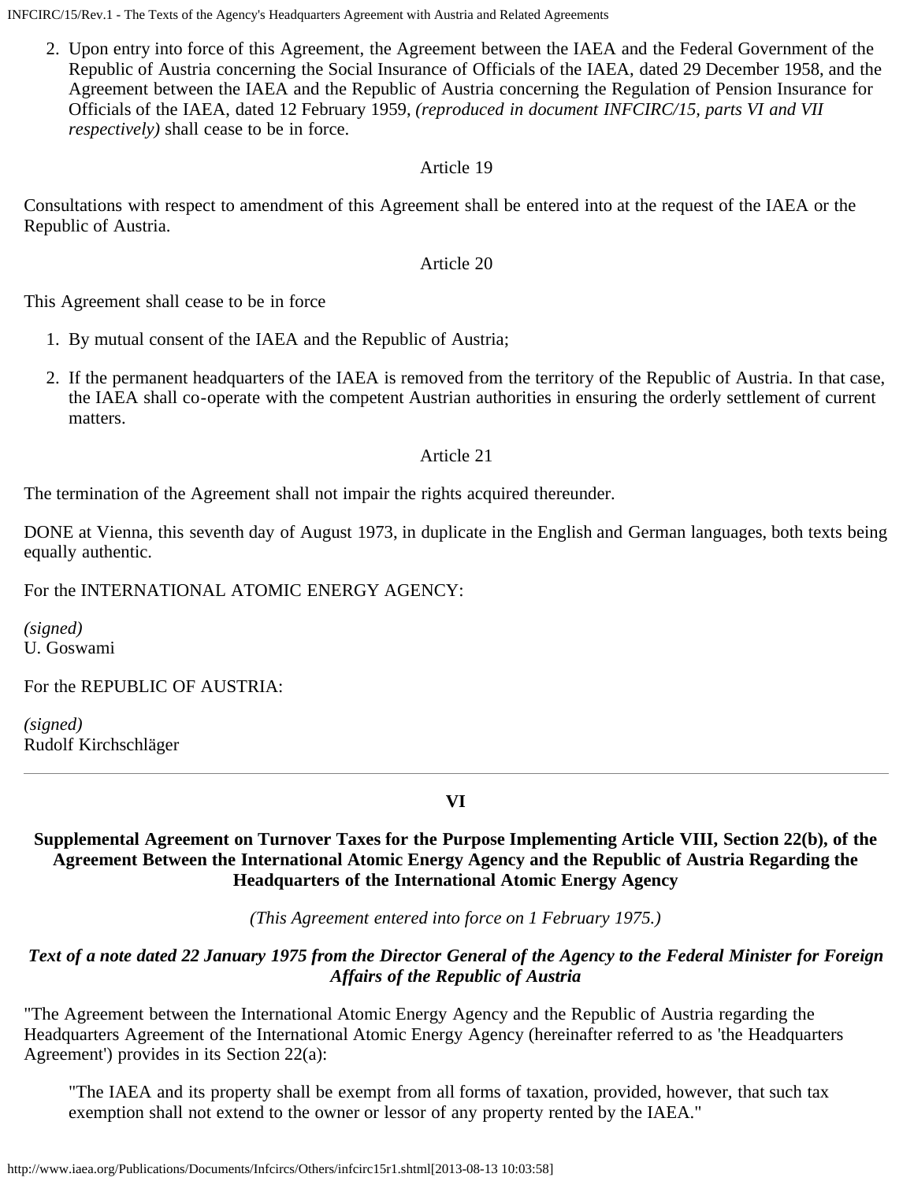2. Upon entry into force of this Agreement, the Agreement between the IAEA and the Federal Government of the Republic of Austria concerning the Social Insurance of Officials of the IAEA, dated 29 December 1958, and the Agreement between the IAEA and the Republic of Austria concerning the Regulation of Pension Insurance for Officials of the IAEA, dated 12 February 1959, *(reproduced in document INFCIRC/15, parts VI and VII respectively)* shall cease to be in force.

Article 19

Consultations with respect to amendment of this Agreement shall be entered into at the request of the IAEA or the Republic of Austria.

Article 20

This Agreement shall cease to be in force

1. By mutual consent of the IAEA and the Republic of Austria;
2. If the permanent headquarters of the IAEA is removed from the territory of the Republic of Austria. In that case, the IAEA shall co-operate with the competent Austrian authorities in ensuring the orderly settlement of current matters.

Article 21

The termination of the Agreement shall not impair the rights acquired thereunder.

DONE at Vienna, this seventh day of August 1973, in duplicate in the English and German languages, both texts being equally authentic.

For the INTERNATIONAL ATOMIC ENERGY AGENCY:

*(signed)*
U. Goswami

For the REPUBLIC OF AUSTRIA:

*(signed)*
Rudolf Kirchschläger

---

## VI

### Supplemental Agreement on Turnover Taxes for the Purpose Implementing Article VIII, Section 22(b), of the Agreement Between the International Atomic Energy Agency and the Republic of Austria Regarding the Headquarters of the International Atomic Energy Agency

*(This Agreement entered into force on 1 February 1975.)*

***Text of a note dated 22 January 1975 from the Director General of the Agency to the Federal Minister for Foreign Affairs of the Republic of Austria***

"The Agreement between the International Atomic Energy Agency and the Republic of Austria regarding the Headquarters Agreement of the International Atomic Energy Agency (hereinafter referred to as 'the Headquarters Agreement') provides in its Section 22(a):

> "The IAEA and its property shall be exempt from all forms of taxation, provided, however, that such tax exemption shall not extend to the owner or lessor of any property rented by the IAEA."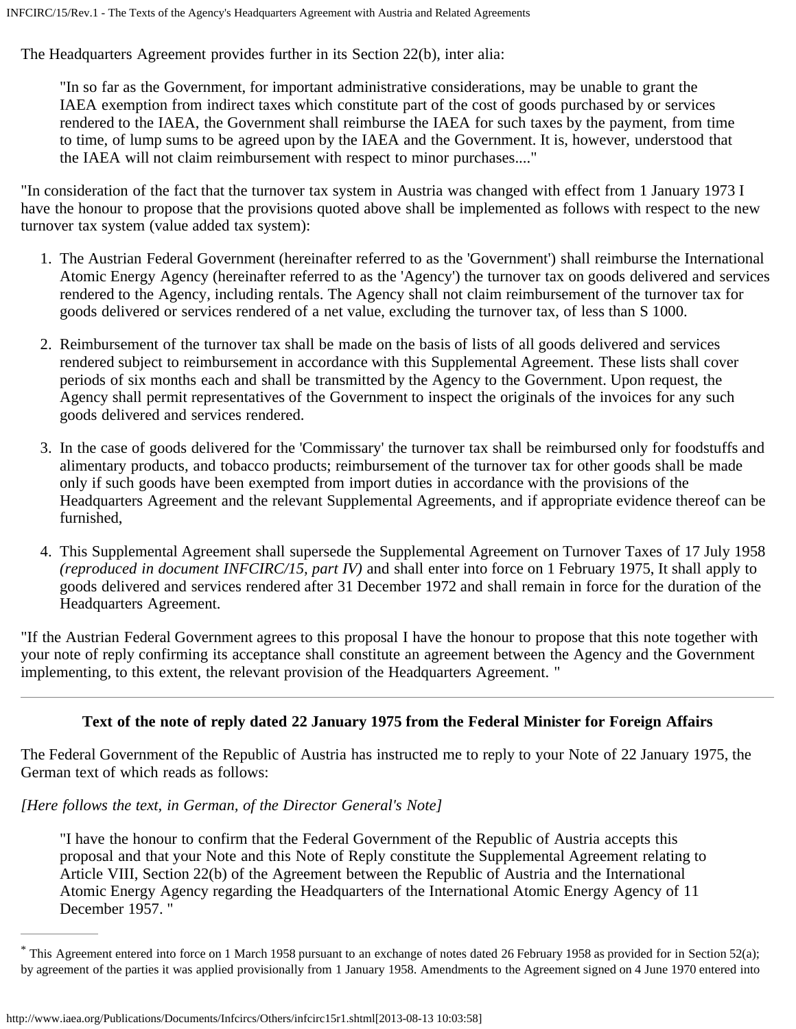The Headquarters Agreement provides further in its Section 22(b), inter alia:

> "In so far as the Government, for important administrative considerations, may be unable to grant the IAEA exemption from indirect taxes which constitute part of the cost of goods purchased by or services rendered to the IAEA, the Government shall reimburse the IAEA for such taxes by the payment, from time to time, of lump sums to be agreed upon by the IAEA and the Government. It is, however, understood that the IAEA will not claim reimbursement with respect to minor purchases...."

"In consideration of the fact that the turnover tax system in Austria was changed with effect from 1 January 1973 I have the honour to propose that the provisions quoted above shall be implemented as follows with respect to the new turnover tax system (value added tax system):

1. The Austrian Federal Government (hereinafter referred to as the 'Government') shall reimburse the International Atomic Energy Agency (hereinafter referred to as the 'Agency') the turnover tax on goods delivered and services rendered to the Agency, including rentals. The Agency shall not claim reimbursement of the turnover tax for goods delivered or services rendered of a net value, excluding the turnover tax, of less than S 1000.
2. Reimbursement of the turnover tax shall be made on the basis of lists of all goods delivered and services rendered subject to reimbursement in accordance with this Supplemental Agreement. These lists shall cover periods of six months each and shall be transmitted by the Agency to the Government. Upon request, the Agency shall permit representatives of the Government to inspect the originals of the invoices for any such goods delivered and services rendered.
3. In the case of goods delivered for the 'Commissary' the turnover tax shall be reimbursed only for foodstuffs and alimentary products, and tobacco products; reimbursement of the turnover tax for other goods shall be made only if such goods have been exempted from import duties in accordance with the provisions of the Headquarters Agreement and the relevant Supplemental Agreements, and if appropriate evidence thereof can be furnished,
4. This Supplemental Agreement shall supersede the Supplemental Agreement on Turnover Taxes of 17 July 1958 *(reproduced in document INFCIRC/15, part IV)* and shall enter into force on 1 February 1975, It shall apply to goods delivered and services rendered after 31 December 1972 and shall remain in force for the duration of the Headquarters Agreement.

"If the Austrian Federal Government agrees to this proposal I have the honour to propose that this note together with your note of reply confirming its acceptance shall constitute an agreement between the Agency and the Government implementing, to this extent, the relevant provision of the Headquarters Agreement. "

---

**Text of the note of reply dated 22 January 1975 from the Federal Minister for Foreign Affairs**

The Federal Government of the Republic of Austria has instructed me to reply to your Note of 22 January 1975, the German text of which reads as follows:

*[Here follows the text, in German, of the Director General's Note]*

> "I have the honour to confirm that the Federal Government of the Republic of Austria accepts this proposal and that your Note and this Note of Reply constitute the Supplemental Agreement relating to Article VIII, Section 22(b) of the Agreement between the Republic of Austria and the International Atomic Energy Agency regarding the Headquarters of the International Atomic Energy Agency of 11 December 1957. "

---

* This Agreement entered into force on 1 March 1958 pursuant to an exchange of notes dated 26 February 1958 as provided for in Section 52(a); by agreement of the parties it was applied provisionally from 1 January 1958. Amendments to the Agreement signed on 4 June 1970 entered into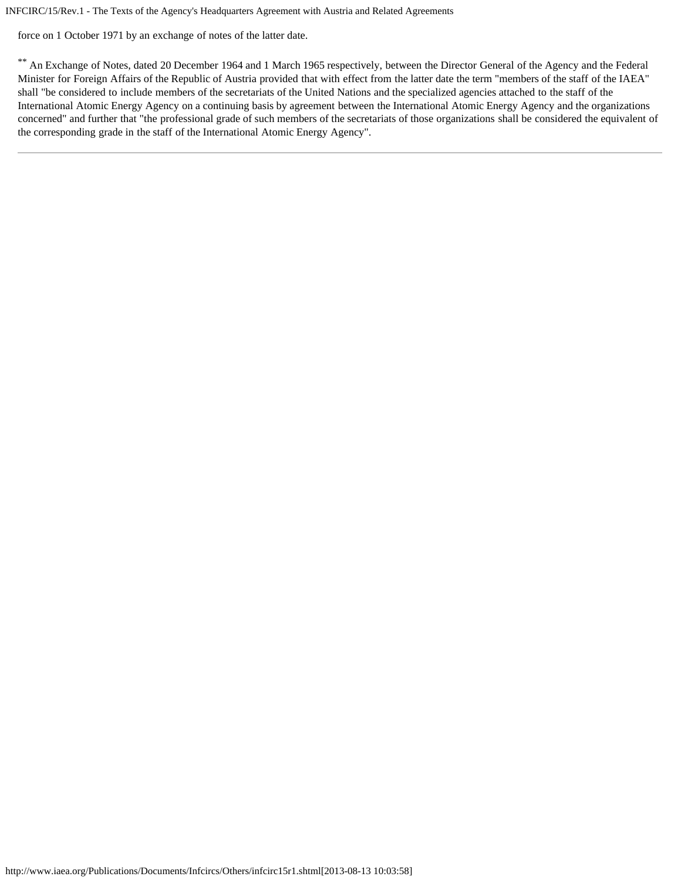force on 1 October 1971 by an exchange of notes of the latter date.

** An Exchange of Notes, dated 20 December 1964 and 1 March 1965 respectively, between the Director General of the Agency and the Federal Minister for Foreign Affairs of the Republic of Austria provided that with effect from the latter date the term "members of the staff of the IAEA" shall "be considered to include members of the secretariats of the United Nations and the specialized agencies attached to the staff of the International Atomic Energy Agency on a continuing basis by agreement between the International Atomic Energy Agency and the organizations concerned" and further that "the professional grade of such members of the secretariats of those organizations shall be considered the equivalent of the corresponding grade in the staff of the International Atomic Energy Agency".

---